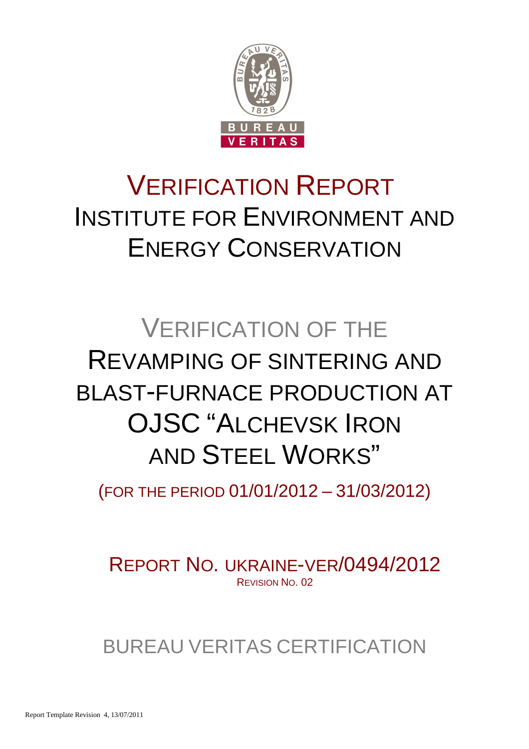# VERIFICATION REPORT
# INSTITUTE FOR ENVIRONMENT AND ENERGY CONSERVATION

# VERIFICATION OF THE REVAMPING OF SINTERING AND BLAST-FURNACE PRODUCTION AT OJSC "ALCHEVSK IRON AND STEEL WORKS"

(FOR THE PERIOD 01/01/2012 – 31/03/2012)

REPORT NO. UKRAINE-VER/0494/2012

REVISION NO. 02

BUREAU VERITAS CERTIFICATION

Report Template Revision 4, 13/07/2011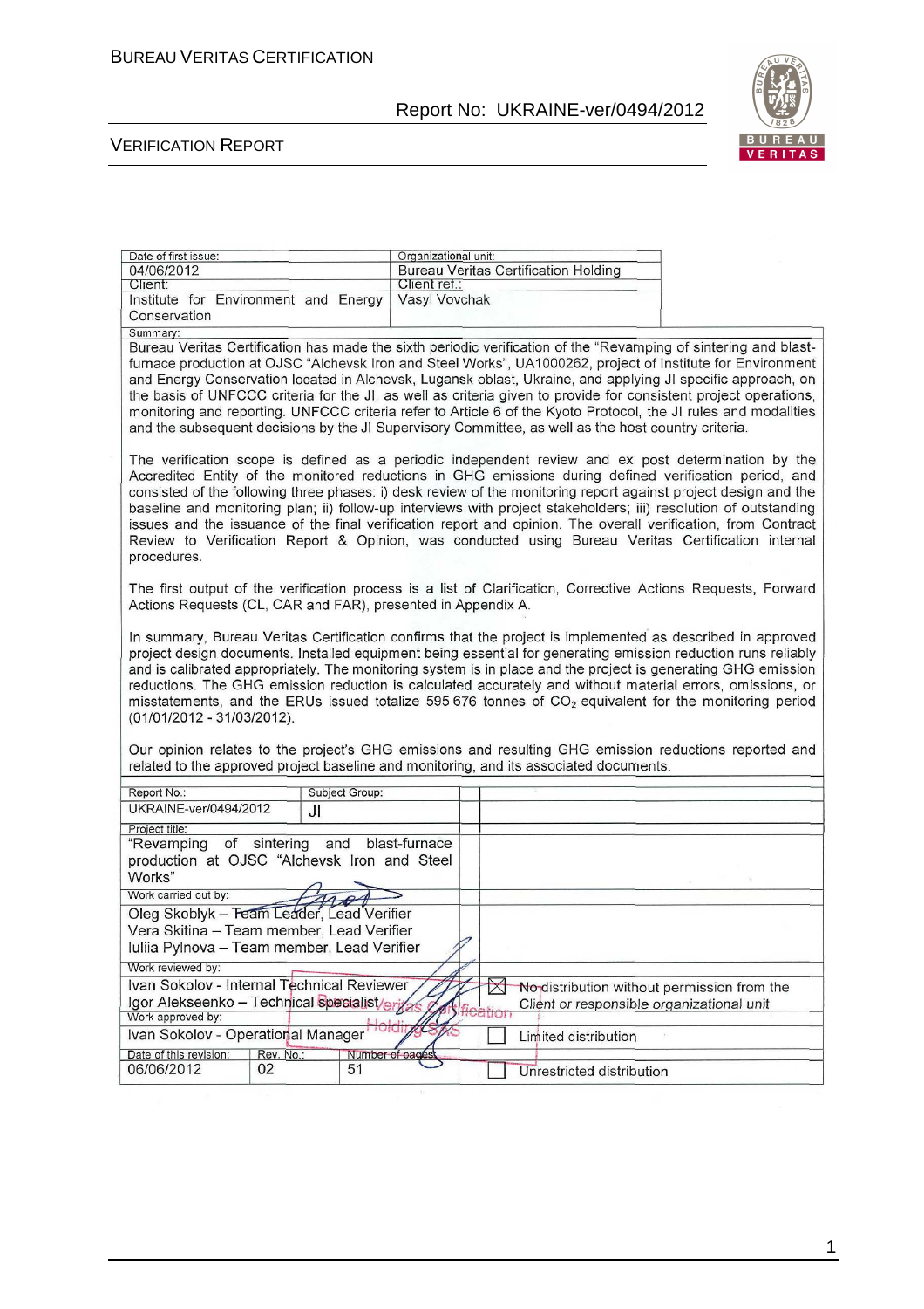| Date of first issue: | Organizational unit: |
|---|---|
| 04/06/2012 | Bureau Veritas Certification Holding |
| Client: | Client ref.: |
| Institute for Environment and Energy Conservation | Vasyl Vovchak |

Summary:

Bureau Veritas Certification has made the sixth periodic verification of the "Revamping of sintering and blast-furnace production at OJSC "Alchevsk Iron and Steel Works", UA1000262, project of Institute for Environment and Energy Conservation located in Alchevsk, Lugansk oblast, Ukraine, and applying JI specific approach, on the basis of UNFCCC criteria for the JI, as well as criteria given to provide for consistent project operations, monitoring and reporting. UNFCCC criteria refer to Article 6 of the Kyoto Protocol, the JI rules and modalities and the subsequent decisions by the JI Supervisory Committee, as well as the host country criteria.

The verification scope is defined as a periodic independent review and ex post determination by the Accredited Entity of the monitored reductions in GHG emissions during defined verification period, and consisted of the following three phases: i) desk review of the monitoring report against project design and the baseline and monitoring plan; ii) follow-up interviews with project stakeholders; iii) resolution of outstanding issues and the issuance of the final verification report and opinion. The overall verification, from Contract Review to Verification Report & Opinion, was conducted using Bureau Veritas Certification internal procedures.

The first output of the verification process is a list of Clarification, Corrective Actions Requests, Forward Actions Requests (CL, CAR and FAR), presented in Appendix A.

In summary, Bureau Veritas Certification confirms that the project is implemented as described in approved project design documents. Installed equipment being essential for generating emission reduction runs reliably and is calibrated appropriately. The monitoring system is in place and the project is generating GHG emission reductions. The GHG emission reduction is calculated accurately and without material errors, omissions, or misstatements, and the ERUs issued totalize 595 676 tonnes of $CO_2$ equivalent for the monitoring period (01/01/2012 - 31/03/2012).

Our opinion relates to the project's GHG emissions and resulting GHG emission reductions reported and related to the approved project baseline and monitoring, and its associated documents.

| Report No.: | Subject Group: | |
|---|---|---|
| UKRAINE-ver/0494/2012 | JI | |

Project title:
"Revamping of sintering and blast-furnace production at OJSC "Alchevsk Iron and Steel Works"

Work carried out by:
Oleg Skoblyk – Team Leader, Lead Verifier
Vera Skitina – Team member, Lead Verifier
Iuliia Pylnova – Team member, Lead Verifier

Work reviewed by:
Ivan Sokolov - Internal Technical Reviewer
Igor Alekseenko – Technical Specialist

Work approved by:
Ivan Sokolov - Operational Manager

| Date of this revision: | Rev. No.: | Number of pages: |
|---|---|---|
| 06/06/2012 | 02 | 51 |

☒ No distribution without permission from the Client or responsible organizational unit

☐ Limited distribution

☐ Unrestricted distribution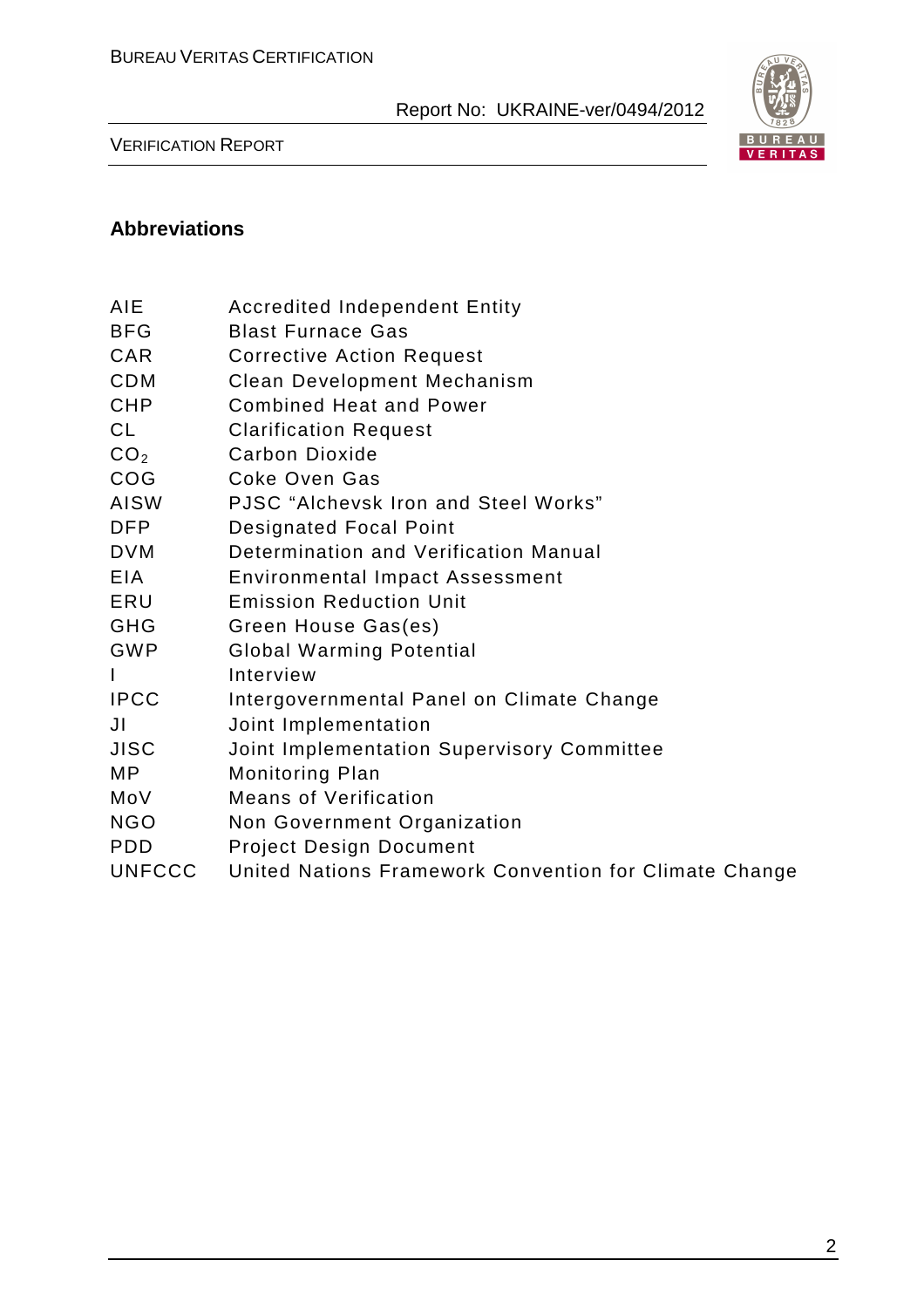## Abbreviations

| | |
|---|---|
| AIE | Accredited Independent Entity |
| BFG | Blast Furnace Gas |
| CAR | Corrective Action Request |
| CDM | Clean Development Mechanism |
| CHP | Combined Heat and Power |
| CL | Clarification Request |
| $CO_2$ | Carbon Dioxide |
| COG | Coke Oven Gas |
| AISW | PJSC "Alchevsk Iron and Steel Works" |
| DFP | Designated Focal Point |
| DVM | Determination and Verification Manual |
| EIA | Environmental Impact Assessment |
| ERU | Emission Reduction Unit |
| GHG | Green House Gas(es) |
| GWP | Global Warming Potential |
| I | Interview |
| IPCC | Intergovernmental Panel on Climate Change |
| JI | Joint Implementation |
| JISC | Joint Implementation Supervisory Committee |
| MP | Monitoring Plan |
| MoV | Means of Verification |
| NGO | Non Government Organization |
| PDD | Project Design Document |
| UNFCCC | United Nations Framework Convention for Climate Change |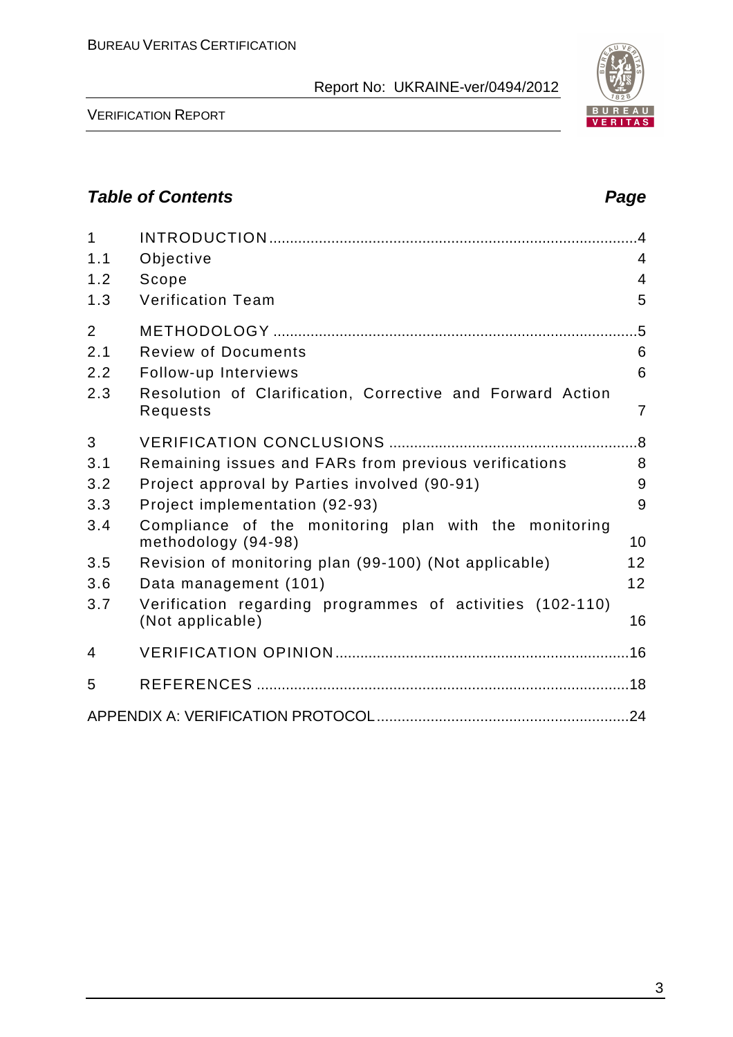## *Table of Contents* *Page*

| | | |
|---|---|---|
| 1 | INTRODUCTION | 4 |
| 1.1 | Objective | 4 |
| 1.2 | Scope | 4 |
| 1.3 | Verification Team | 5 |
| 2 | METHODOLOGY | 5 |
| 2.1 | Review of Documents | 6 |
| 2.2 | Follow-up Interviews | 6 |
| 2.3 | Resolution of Clarification, Corrective and Forward Action Requests | 7 |
| 3 | VERIFICATION CONCLUSIONS | 8 |
| 3.1 | Remaining issues and FARs from previous verifications | 8 |
| 3.2 | Project approval by Parties involved (90-91) | 9 |
| 3.3 | Project implementation (92-93) | 9 |
| 3.4 | Compliance of the monitoring plan with the monitoring methodology (94-98) | 10 |
| 3.5 | Revision of monitoring plan (99-100) (Not applicable) | 12 |
| 3.6 | Data management (101) | 12 |
| 3.7 | Verification regarding programmes of activities (102-110) (Not applicable) | 16 |
| 4 | VERIFICATION OPINION | 16 |
| 5 | REFERENCES | 18 |
| | APPENDIX A: VERIFICATION PROTOCOL | 24 |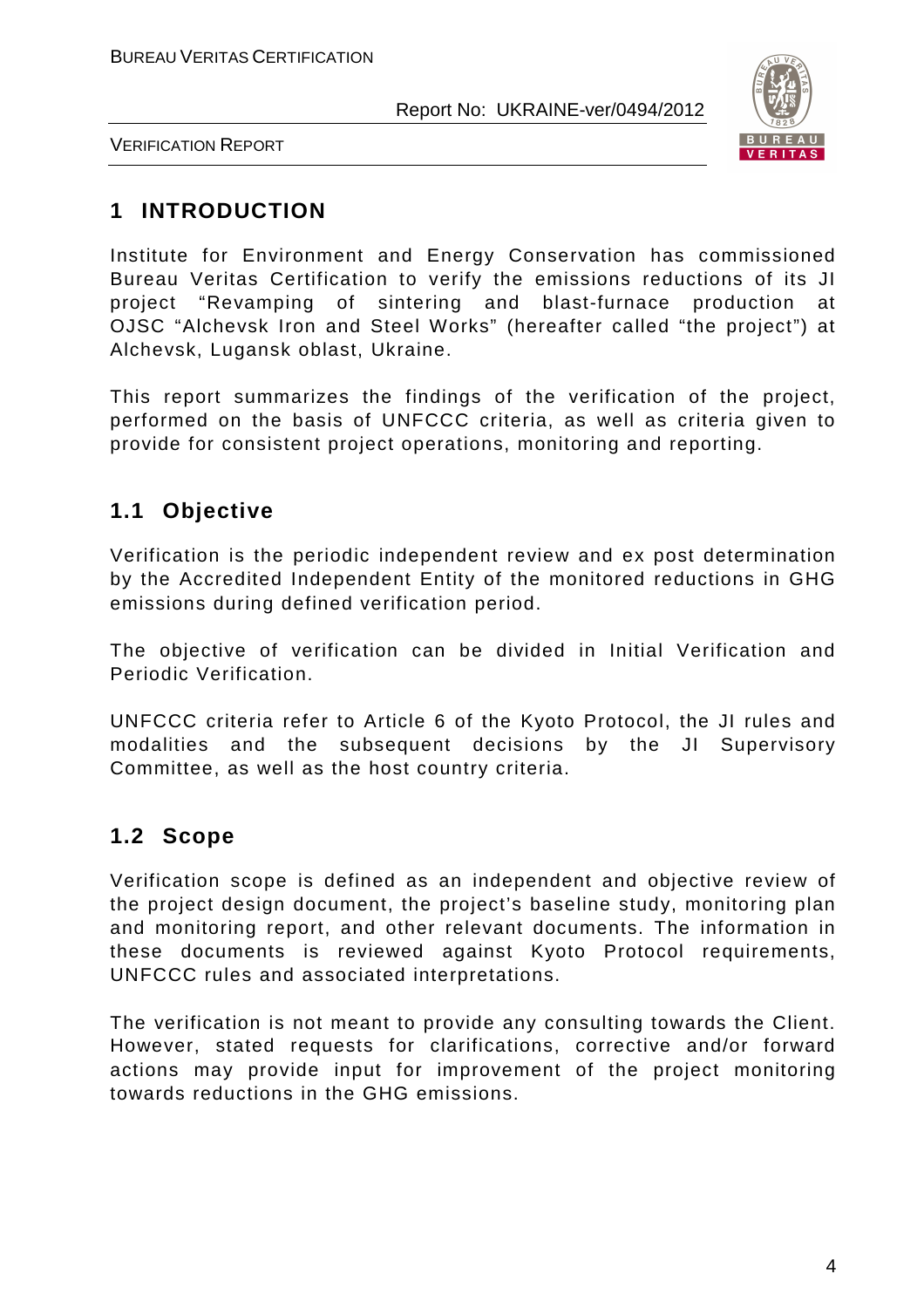# 1 INTRODUCTION

Institute for Environment and Energy Conservation has commissioned Bureau Veritas Certification to verify the emissions reductions of its JI project "Revamping of sintering and blast-furnace production at OJSC "Alchevsk Iron and Steel Works" (hereafter called "the project") at Alchevsk, Lugansk oblast, Ukraine.

This report summarizes the findings of the verification of the project, performed on the basis of UNFCCC criteria, as well as criteria given to provide for consistent project operations, monitoring and reporting.

## 1.1 Objective

Verification is the periodic independent review and ex post determination by the Accredited Independent Entity of the monitored reductions in GHG emissions during defined verification period.

The objective of verification can be divided in Initial Verification and Periodic Verification.

UNFCCC criteria refer to Article 6 of the Kyoto Protocol, the JI rules and modalities and the subsequent decisions by the JI Supervisory Committee, as well as the host country criteria.

## 1.2 Scope

Verification scope is defined as an independent and objective review of the project design document, the project's baseline study, monitoring plan and monitoring report, and other relevant documents. The information in these documents is reviewed against Kyoto Protocol requirements, UNFCCC rules and associated interpretations.

The verification is not meant to provide any consulting towards the Client. However, stated requests for clarifications, corrective and/or forward actions may provide input for improvement of the project monitoring towards reductions in the GHG emissions.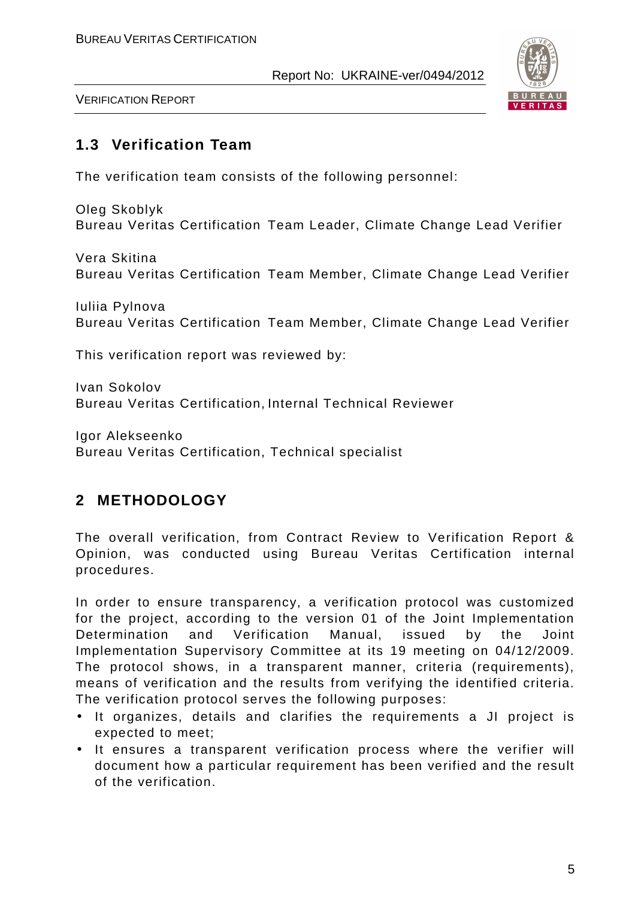## 1.3 Verification Team

The verification team consists of the following personnel:

Oleg Skoblyk
Bureau Veritas Certification Team Leader, Climate Change Lead Verifier

Vera Skitina
Bureau Veritas Certification Team Member, Climate Change Lead Verifier

Iuliia Pylnova
Bureau Veritas Certification Team Member, Climate Change Lead Verifier

This verification report was reviewed by:

Ivan Sokolov
Bureau Veritas Certification, Internal Technical Reviewer

Igor Alekseenko
Bureau Veritas Certification, Technical specialist

# 2 METHODOLOGY

The overall verification, from Contract Review to Verification Report & Opinion, was conducted using Bureau Veritas Certification internal procedures.

In order to ensure transparency, a verification protocol was customized for the project, according to the version 01 of the Joint Implementation Determination and Verification Manual, issued by the Joint Implementation Supervisory Committee at its 19 meeting on 04/12/2009. The protocol shows, in a transparent manner, criteria (requirements), means of verification and the results from verifying the identified criteria. The verification protocol serves the following purposes:

- It organizes, details and clarifies the requirements a JI project is expected to meet;
- It ensures a transparent verification process where the verifier will document how a particular requirement has been verified and the result of the verification.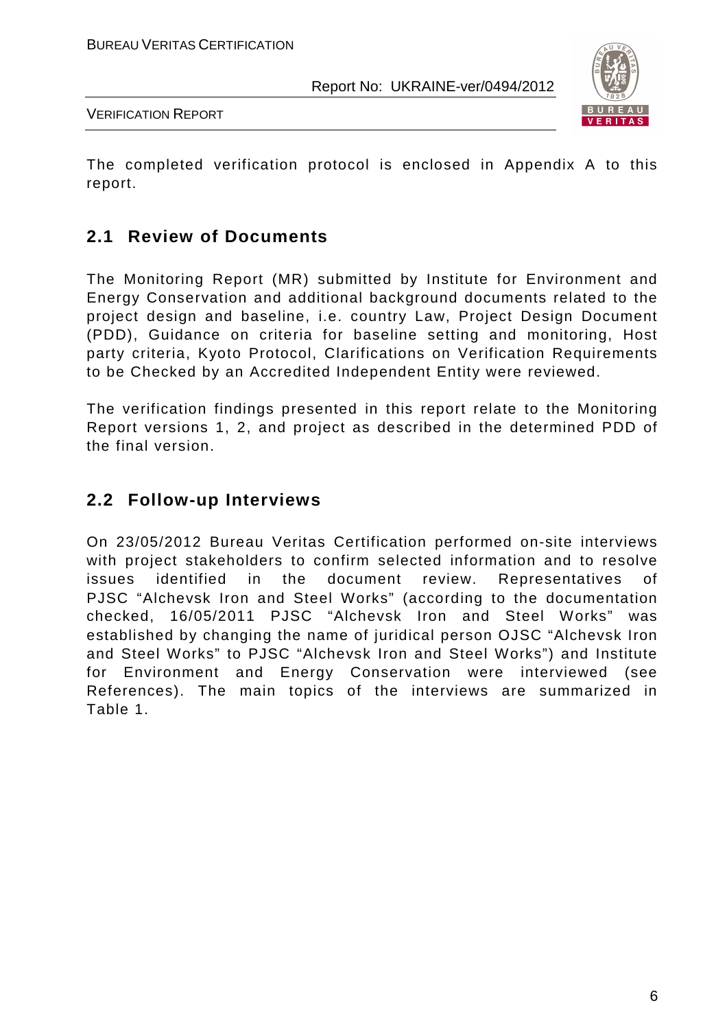The completed verification protocol is enclosed in Appendix A to this report.

## 2.1 Review of Documents

The Monitoring Report (MR) submitted by Institute for Environment and Energy Conservation and additional background documents related to the project design and baseline, i.e. country Law, Project Design Document (PDD), Guidance on criteria for baseline setting and monitoring, Host party criteria, Kyoto Protocol, Clarifications on Verification Requirements to be Checked by an Accredited Independent Entity were reviewed.

The verification findings presented in this report relate to the Monitoring Report versions 1, 2, and project as described in the determined PDD of the final version.

## 2.2 Follow-up Interviews

On 23/05/2012 Bureau Veritas Certification performed on-site interviews with project stakeholders to confirm selected information and to resolve issues identified in the document review. Representatives of PJSC "Alchevsk Iron and Steel Works" (according to the documentation checked, 16/05/2011 PJSC "Alchevsk Iron and Steel Works" was established by changing the name of juridical person OJSC "Alchevsk Iron and Steel Works" to PJSC "Alchevsk Iron and Steel Works") and Institute for Environment and Energy Conservation were interviewed (see References). The main topics of the interviews are summarized in Table 1.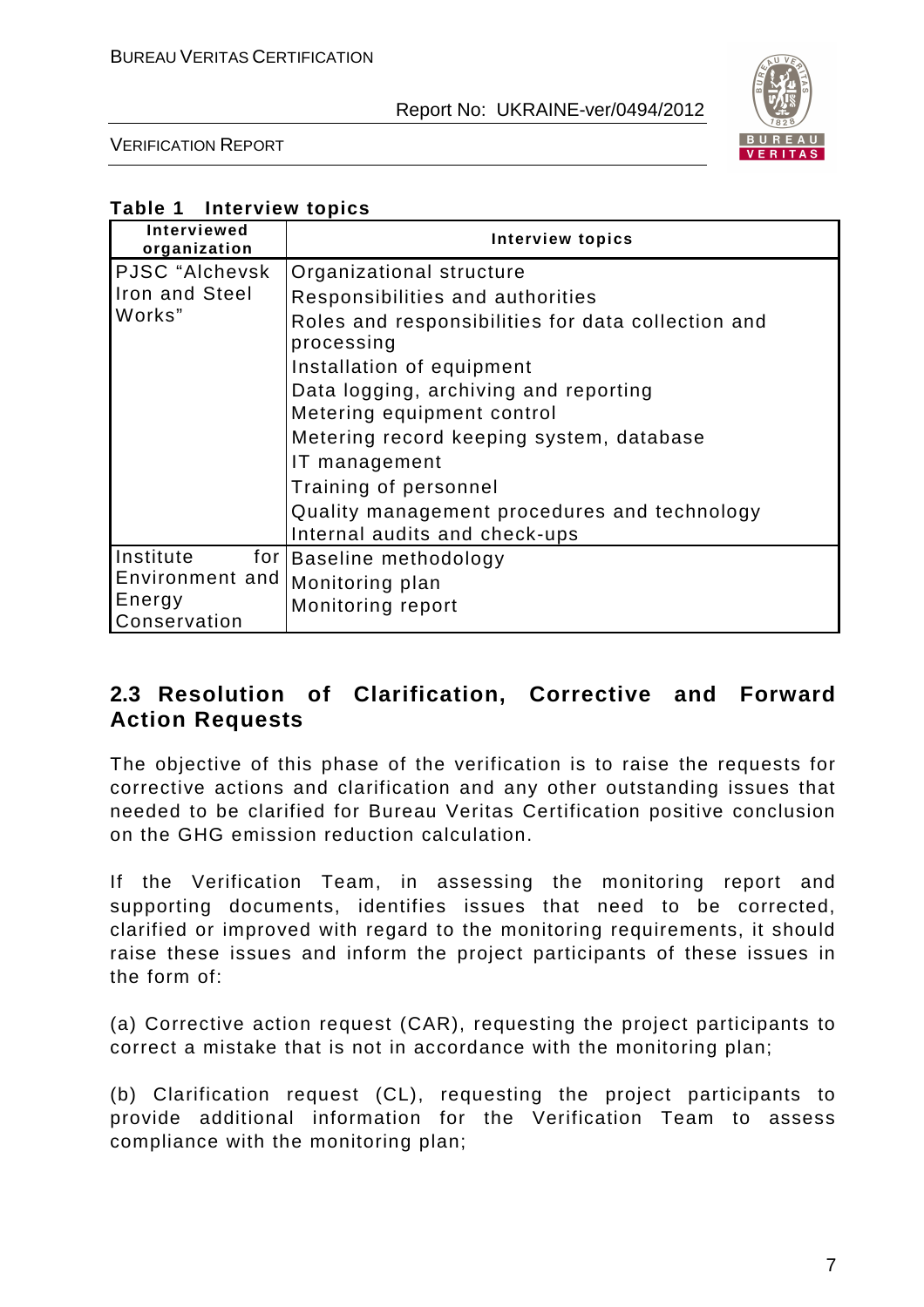**Table 1 Interview topics**

| Interviewed organization | Interview topics |
|---|---|
| PJSC "Alchevsk Iron and Steel Works" | Organizational structure<br>Responsibilities and authorities<br>Roles and responsibilities for data collection and processing<br>Installation of equipment<br>Data logging, archiving and reporting<br>Metering equipment control<br>Metering record keeping system, database<br>IT management<br>Training of personnel<br>Quality management procedures and technology<br>Internal audits and check-ups |
| Institute for Environment and Energy Conservation | Baseline methodology<br>Monitoring plan<br>Monitoring report |

## 2.3 Resolution of Clarification, Corrective and Forward Action Requests

The objective of this phase of the verification is to raise the requests for corrective actions and clarification and any other outstanding issues that needed to be clarified for Bureau Veritas Certification positive conclusion on the GHG emission reduction calculation.

If the Verification Team, in assessing the monitoring report and supporting documents, identifies issues that need to be corrected, clarified or improved with regard to the monitoring requirements, it should raise these issues and inform the project participants of these issues in the form of:

(a) Corrective action request (CAR), requesting the project participants to correct a mistake that is not in accordance with the monitoring plan;

(b) Clarification request (CL), requesting the project participants to provide additional information for the Verification Team to assess compliance with the monitoring plan;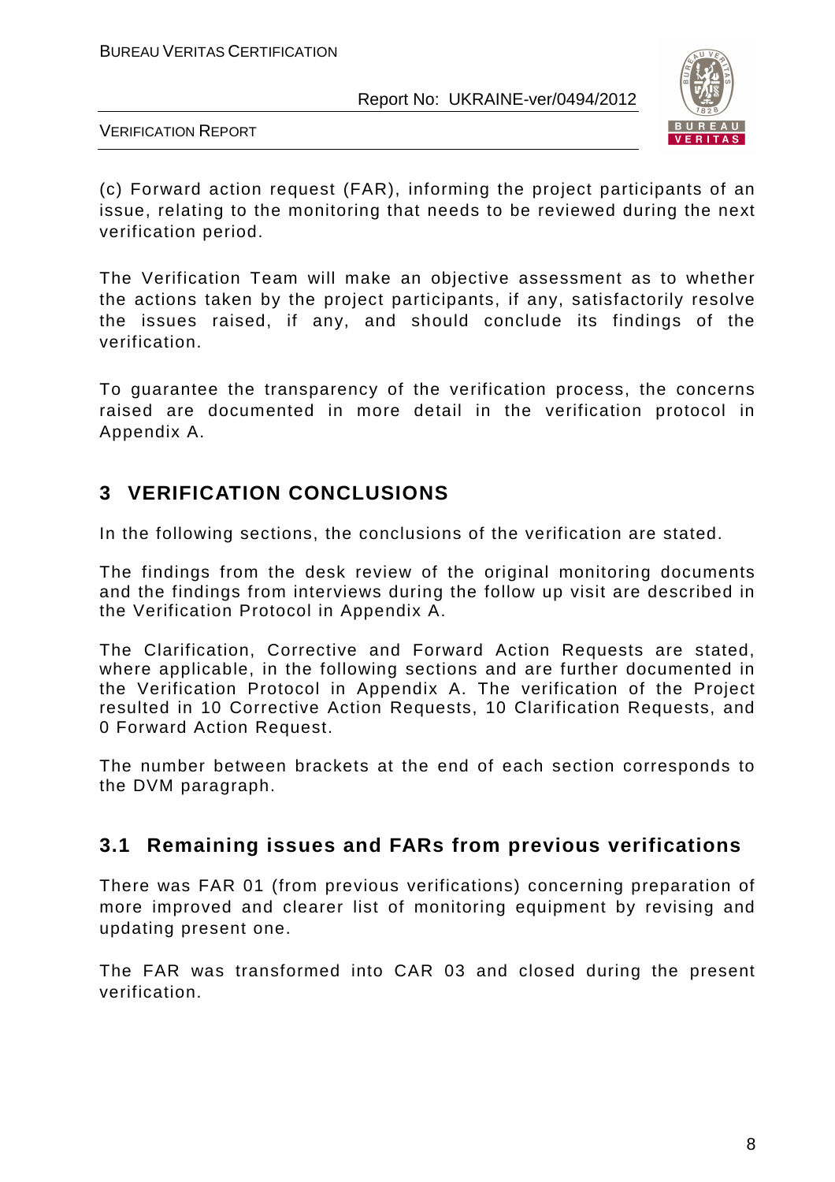(c) Forward action request (FAR), informing the project participants of an issue, relating to the monitoring that needs to be reviewed during the next verification period.

The Verification Team will make an objective assessment as to whether the actions taken by the project participants, if any, satisfactorily resolve the issues raised, if any, and should conclude its findings of the verification.

To guarantee the transparency of the verification process, the concerns raised are documented in more detail in the verification protocol in Appendix A.

# 3 VERIFICATION CONCLUSIONS

In the following sections, the conclusions of the verification are stated.

The findings from the desk review of the original monitoring documents and the findings from interviews during the follow up visit are described in the Verification Protocol in Appendix A.

The Clarification, Corrective and Forward Action Requests are stated, where applicable, in the following sections and are further documented in the Verification Protocol in Appendix A. The verification of the Project resulted in 10 Corrective Action Requests, 10 Clarification Requests, and 0 Forward Action Request.

The number between brackets at the end of each section corresponds to the DVM paragraph.

## 3.1 Remaining issues and FARs from previous verifications

There was FAR 01 (from previous verifications) concerning preparation of more improved and clearer list of monitoring equipment by revising and updating present one.

The FAR was transformed into CAR 03 and closed during the present verification.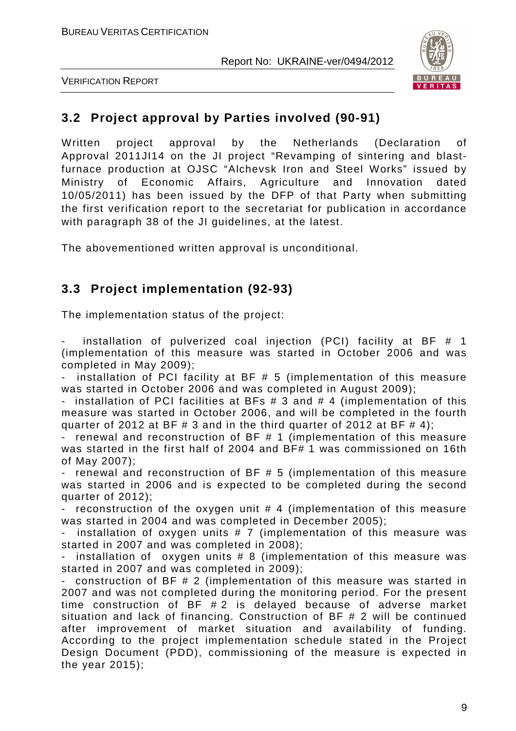## 3.2 Project approval by Parties involved (90-91)

Written project approval by the Netherlands (Declaration of Approval 2011JI14 on the JI project "Revamping of sintering and blast-furnace production at OJSC "Alchevsk Iron and Steel Works" issued by Ministry of Economic Affairs, Agriculture and Innovation dated 10/05/2011) has been issued by the DFP of that Party when submitting the first verification report to the secretariat for publication in accordance with paragraph 38 of the JI guidelines, at the latest.

The abovementioned written approval is unconditional.

## 3.3 Project implementation (92-93)

The implementation status of the project:

- installation of pulverized coal injection (PCI) facility at BF # 1 (implementation of this measure was started in October 2006 and was completed in May 2009);
- installation of PCI facility at BF # 5 (implementation of this measure was started in October 2006 and was completed in August 2009);
- installation of PCI facilities at BFs # 3 and # 4 (implementation of this measure was started in October 2006, and will be completed in the fourth quarter of 2012 at BF # 3 and in the third quarter of 2012 at BF # 4);
- renewal and reconstruction of BF # 1 (implementation of this measure was started in the first half of 2004 and BF# 1 was commissioned on 16th of May 2007);
- renewal and reconstruction of BF # 5 (implementation of this measure was started in 2006 and is expected to be completed during the second quarter of 2012);
- reconstruction of the oxygen unit # 4 (implementation of this measure was started in 2004 and was completed in December 2005);
- installation of oxygen units # 7 (implementation of this measure was started in 2007 and was completed in 2008);
- installation of oxygen units # 8 (implementation of this measure was started in 2007 and was completed in 2009);
- construction of BF # 2 (implementation of this measure was started in 2007 and was not completed during the monitoring period. For the present time construction of BF # 2 is delayed because of adverse market situation and lack of financing. Construction of BF # 2 will be continued after improvement of market situation and availability of funding. According to the project implementation schedule stated in the Project Design Document (PDD), commissioning of the measure is expected in the year 2015);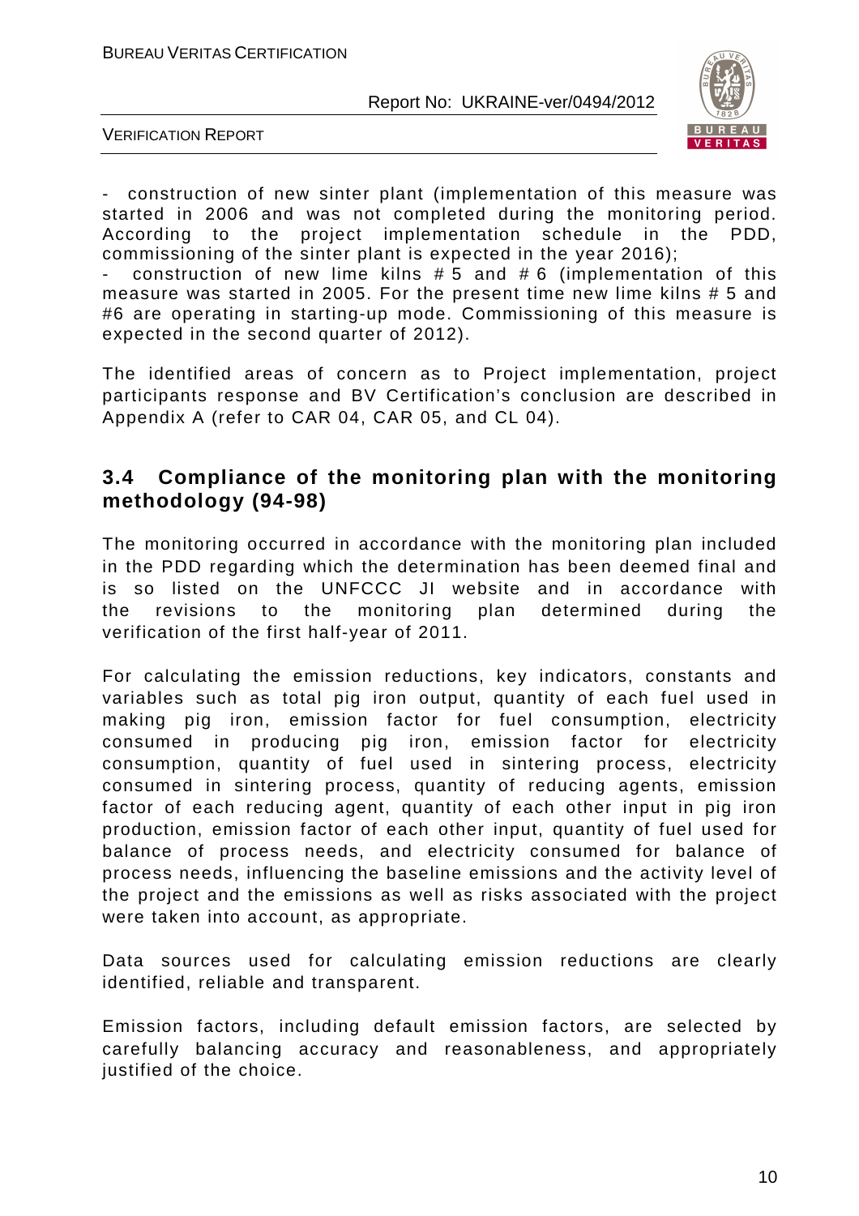- construction of new sinter plant (implementation of this measure was started in 2006 and was not completed during the monitoring period. According to the project implementation schedule in the PDD, commissioning of the sinter plant is expected in the year 2016);
- construction of new lime kilns # 5 and # 6 (implementation of this measure was started in 2005. For the present time new lime kilns # 5 and #6 are operating in starting-up mode. Commissioning of this measure is expected in the second quarter of 2012).

The identified areas of concern as to Project implementation, project participants response and BV Certification's conclusion are described in Appendix A (refer to CAR 04, CAR 05, and CL 04).

## 3.4 Compliance of the monitoring plan with the monitoring methodology (94-98)

The monitoring occurred in accordance with the monitoring plan included in the PDD regarding which the determination has been deemed final and is so listed on the UNFCCC JI website and in accordance with the revisions to the monitoring plan determined during the verification of the first half-year of 2011.

For calculating the emission reductions, key indicators, constants and variables such as total pig iron output, quantity of each fuel used in making pig iron, emission factor for fuel consumption, electricity consumed in producing pig iron, emission factor for electricity consumption, quantity of fuel used in sintering process, electricity consumed in sintering process, quantity of reducing agents, emission factor of each reducing agent, quantity of each other input in pig iron production, emission factor of each other input, quantity of fuel used for balance of process needs, and electricity consumed for balance of process needs, influencing the baseline emissions and the activity level of the project and the emissions as well as risks associated with the project were taken into account, as appropriate.

Data sources used for calculating emission reductions are clearly identified, reliable and transparent.

Emission factors, including default emission factors, are selected by carefully balancing accuracy and reasonableness, and appropriately justified of the choice.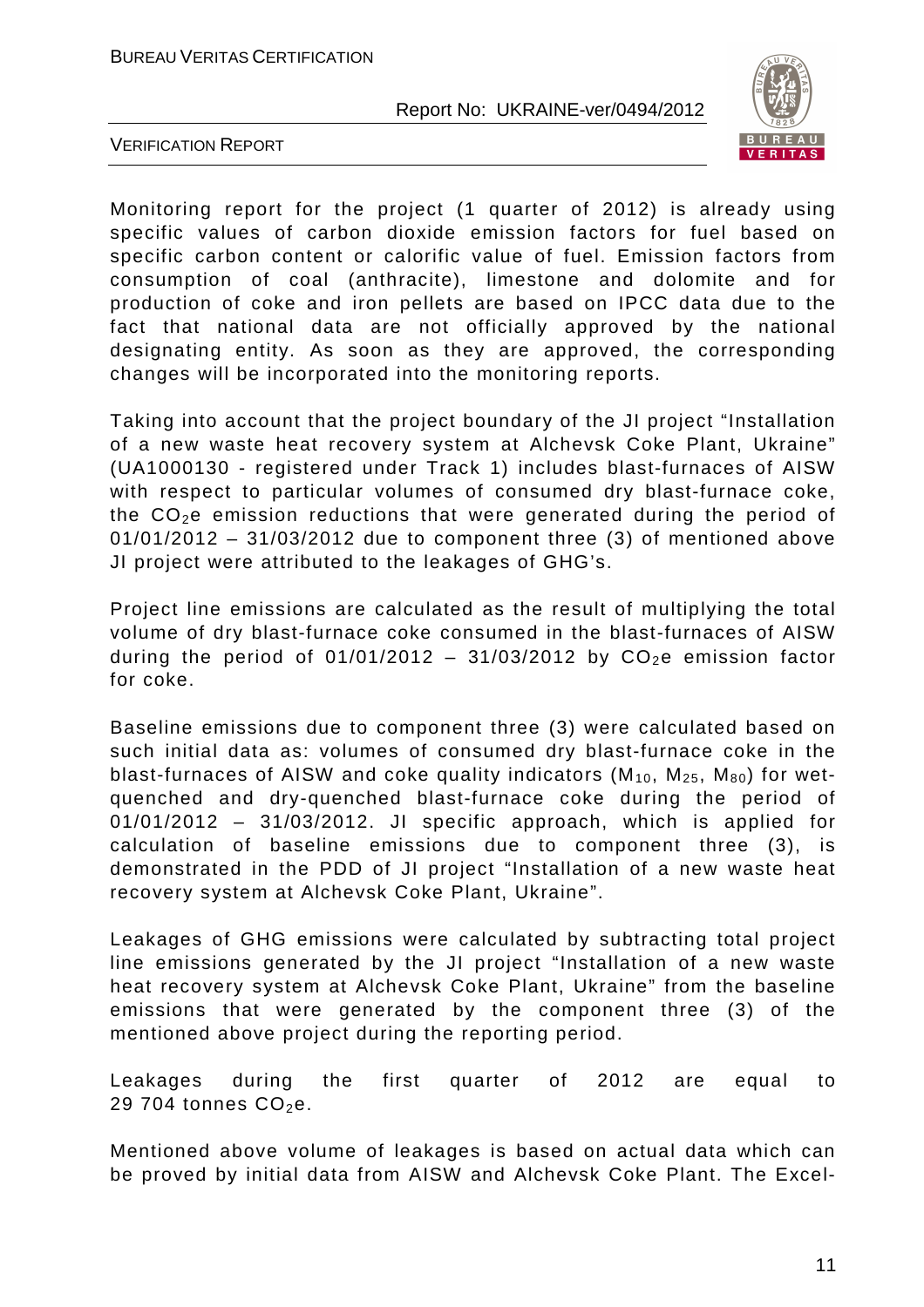Monitoring report for the project (1 quarter of 2012) is already using specific values of carbon dioxide emission factors for fuel based on specific carbon content or calorific value of fuel. Emission factors from consumption of coal (anthracite), limestone and dolomite and for production of coke and iron pellets are based on IPCC data due to the fact that national data are not officially approved by the national designating entity. As soon as they are approved, the corresponding changes will be incorporated into the monitoring reports.

Taking into account that the project boundary of the JI project "Installation of a new waste heat recovery system at Alchevsk Coke Plant, Ukraine" (UA1000130 - registered under Track 1) includes blast-furnaces of AISW with respect to particular volumes of consumed dry blast-furnace coke, the $CO_2$e emission reductions that were generated during the period of 01/01/2012 – 31/03/2012 due to component three (3) of mentioned above JI project were attributed to the leakages of GHG's.

Project line emissions are calculated as the result of multiplying the total volume of dry blast-furnace coke consumed in the blast-furnaces of AISW during the period of 01/01/2012 – 31/03/2012 by $CO_2$e emission factor for coke.

Baseline emissions due to component three (3) were calculated based on such initial data as: volumes of consumed dry blast-furnace coke in the blast-furnaces of AISW and coke quality indicators ($M_{10}$, $M_{25}$, $M_{80}$) for wet-quenched and dry-quenched blast-furnace coke during the period of 01/01/2012 – 31/03/2012. JI specific approach, which is applied for calculation of baseline emissions due to component three (3), is demonstrated in the PDD of JI project "Installation of a new waste heat recovery system at Alchevsk Coke Plant, Ukraine".

Leakages of GHG emissions were calculated by subtracting total project line emissions generated by the JI project "Installation of a new waste heat recovery system at Alchevsk Coke Plant, Ukraine" from the baseline emissions that were generated by the component three (3) of the mentioned above project during the reporting period.

Leakages during the first quarter of 2012 are equal to 29 704 tonnes $CO_2$e.

Mentioned above volume of leakages is based on actual data which can be proved by initial data from AISW and Alchevsk Coke Plant. The Excel-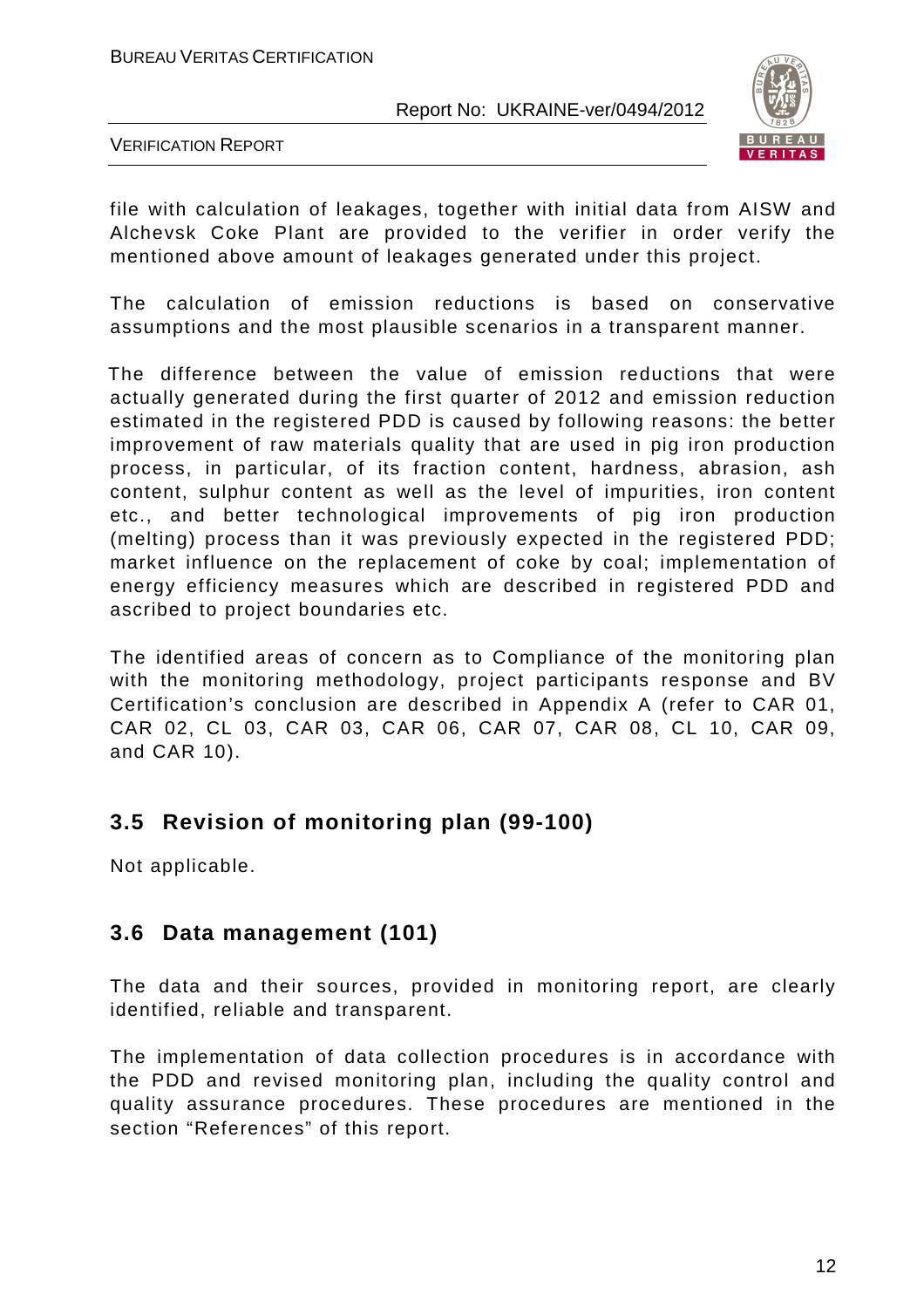file with calculation of leakages, together with initial data from AISW and Alchevsk Coke Plant are provided to the verifier in order verify the mentioned above amount of leakages generated under this project.

The calculation of emission reductions is based on conservative assumptions and the most plausible scenarios in a transparent manner.

The difference between the value of emission reductions that were actually generated during the first quarter of 2012 and emission reduction estimated in the registered PDD is caused by following reasons: the better improvement of raw materials quality that are used in pig iron production process, in particular, of its fraction content, hardness, abrasion, ash content, sulphur content as well as the level of impurities, iron content etc., and better technological improvements of pig iron production (melting) process than it was previously expected in the registered PDD; market influence on the replacement of coke by coal; implementation of energy efficiency measures which are described in registered PDD and ascribed to project boundaries etc.

The identified areas of concern as to Compliance of the monitoring plan with the monitoring methodology, project participants response and BV Certification's conclusion are described in Appendix A (refer to CAR 01, CAR 02, CL 03, CAR 03, CAR 06, CAR 07, CAR 08, CL 10, CAR 09, and CAR 10).

## 3.5 Revision of monitoring plan (99-100)

Not applicable.

## 3.6 Data management (101)

The data and their sources, provided in monitoring report, are clearly identified, reliable and transparent.

The implementation of data collection procedures is in accordance with the PDD and revised monitoring plan, including the quality control and quality assurance procedures. These procedures are mentioned in the section "References" of this report.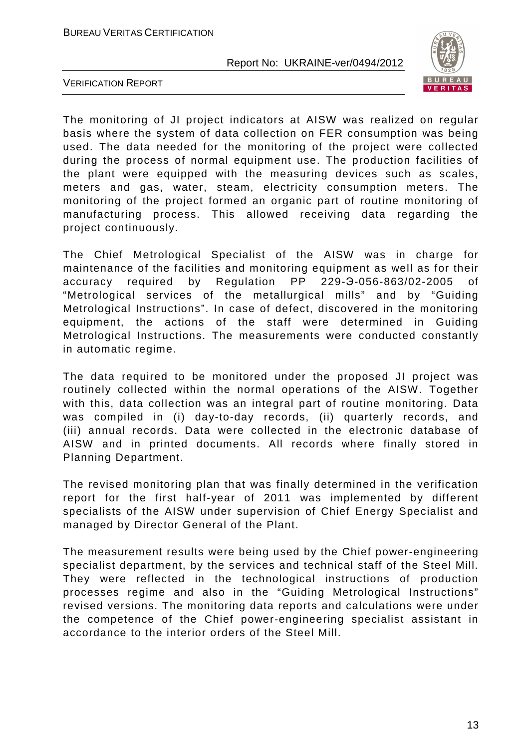The monitoring of JI project indicators at AISW was realized on regular basis where the system of data collection on FER consumption was being used. The data needed for the monitoring of the project were collected during the process of normal equipment use. The production facilities of the plant were equipped with the measuring devices such as scales, meters and gas, water, steam, electricity consumption meters. The monitoring of the project formed an organic part of routine monitoring of manufacturing process. This allowed receiving data regarding the project continuously.

The Chief Metrological Specialist of the AISW was in charge for maintenance of the facilities and monitoring equipment as well as for their accuracy required by Regulation PP 229-Э-056-863/02-2005 of "Metrological services of the metallurgical mills" and by "Guiding Metrological Instructions". In case of defect, discovered in the monitoring equipment, the actions of the staff were determined in Guiding Metrological Instructions. The measurements were conducted constantly in automatic regime.

The data required to be monitored under the proposed JI project was routinely collected within the normal operations of the AISW. Together with this, data collection was an integral part of routine monitoring. Data was compiled in (i) day-to-day records, (ii) quarterly records, and (iii) annual records. Data were collected in the electronic database of AISW and in printed documents. All records where finally stored in Planning Department.

The revised monitoring plan that was finally determined in the verification report for the first half-year of 2011 was implemented by different specialists of the AISW under supervision of Chief Energy Specialist and managed by Director General of the Plant.

The measurement results were being used by the Chief power-engineering specialist department, by the services and technical staff of the Steel Mill. They were reflected in the technological instructions of production processes regime and also in the "Guiding Metrological Instructions" revised versions. The monitoring data reports and calculations were under the competence of the Chief power-engineering specialist assistant in accordance to the interior orders of the Steel Mill.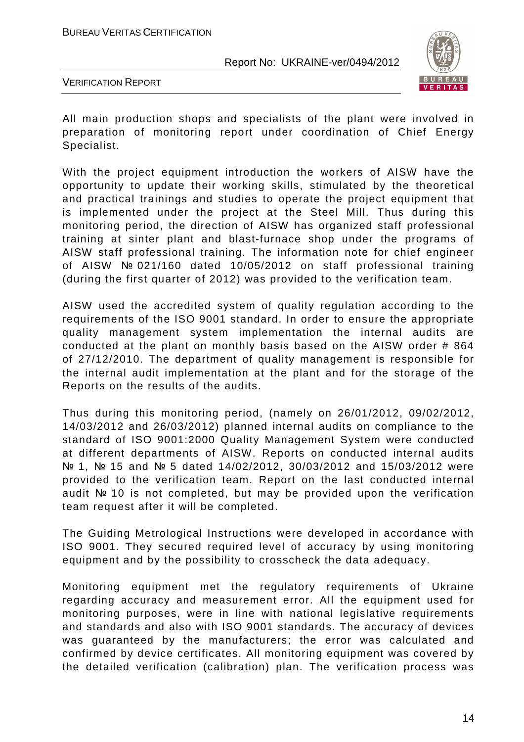All main production shops and specialists of the plant were involved in preparation of monitoring report under coordination of Chief Energy Specialist.

With the project equipment introduction the workers of AISW have the opportunity to update their working skills, stimulated by the theoretical and practical trainings and studies to operate the project equipment that is implemented under the project at the Steel Mill. Thus during this monitoring period, the direction of AISW has organized staff professional training at sinter plant and blast-furnace shop under the programs of AISW staff professional training. The information note for chief engineer of AISW № 021/160 dated 10/05/2012 on staff professional training (during the first quarter of 2012) was provided to the verification team.

AISW used the accredited system of quality regulation according to the requirements of the ISO 9001 standard. In order to ensure the appropriate quality management system implementation the internal audits are conducted at the plant on monthly basis based on the AISW order # 864 of 27/12/2010. The department of quality management is responsible for the internal audit implementation at the plant and for the storage of the Reports on the results of the audits.

Thus during this monitoring period, (namely on 26/01/2012, 09/02/2012, 14/03/2012 and 26/03/2012) planned internal audits on compliance to the standard of ISO 9001:2000 Quality Management System were conducted at different departments of AISW. Reports on conducted internal audits № 1, № 15 and № 5 dated 14/02/2012, 30/03/2012 and 15/03/2012 were provided to the verification team. Report on the last conducted internal audit № 10 is not completed, but may be provided upon the verification team request after it will be completed.

The Guiding Metrological Instructions were developed in accordance with ISO 9001. They secured required level of accuracy by using monitoring equipment and by the possibility to crosscheck the data adequacy.

Monitoring equipment met the regulatory requirements of Ukraine regarding accuracy and measurement error. All the equipment used for monitoring purposes, were in line with national legislative requirements and standards and also with ISO 9001 standards. The accuracy of devices was guaranteed by the manufacturers; the error was calculated and confirmed by device certificates. All monitoring equipment was covered by the detailed verification (calibration) plan. The verification process was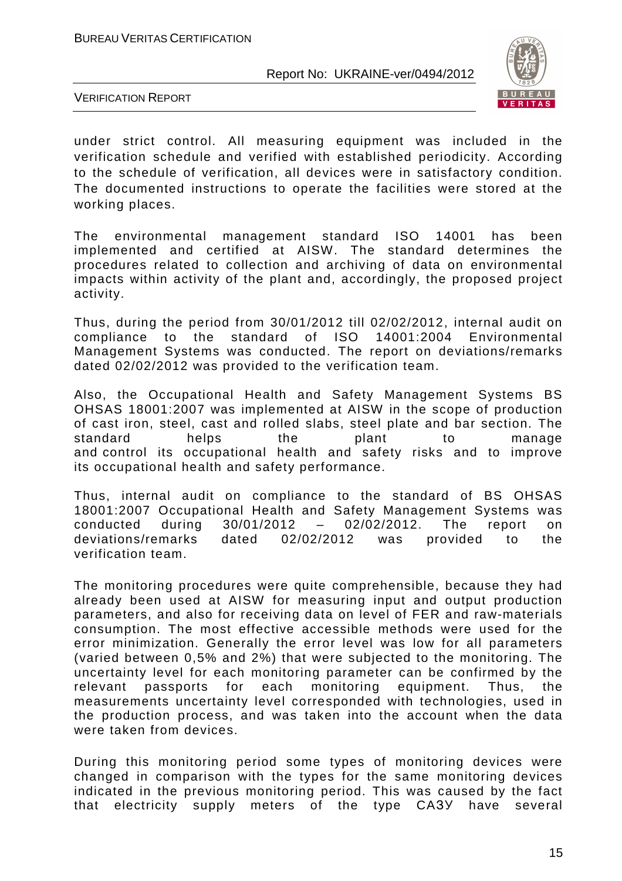under strict control. All measuring equipment was included in the verification schedule and verified with established periodicity. According to the schedule of verification, all devices were in satisfactory condition. The documented instructions to operate the facilities were stored at the working places.

The environmental management standard ISO 14001 has been implemented and certified at AISW. The standard determines the procedures related to collection and archiving of data on environmental impacts within activity of the plant and, accordingly, the proposed project activity.

Thus, during the period from 30/01/2012 till 02/02/2012, internal audit on compliance to the standard of ISO 14001:2004 Environmental Management Systems was conducted. The report on deviations/remarks dated 02/02/2012 was provided to the verification team.

Also, the Occupational Health and Safety Management Systems BS OHSAS 18001:2007 was implemented at AISW in the scope of production of cast iron, steel, cast and rolled slabs, steel plate and bar section. The standard helps the plant to manage and control its occupational health and safety risks and to improve its occupational health and safety performance.

Thus, internal audit on compliance to the standard of BS OHSAS 18001:2007 Occupational Health and Safety Management Systems was conducted during 30/01/2012 – 02/02/2012. The report on deviations/remarks dated 02/02/2012 was provided to the verification team.

The monitoring procedures were quite comprehensible, because they had already been used at AISW for measuring input and output production parameters, and also for receiving data on level of FER and raw-materials consumption. The most effective accessible methods were used for the error minimization. Generally the error level was low for all parameters (varied between 0,5% and 2%) that were subjected to the monitoring. The uncertainty level for each monitoring parameter can be confirmed by the relevant passports for each monitoring equipment. Thus, the measurements uncertainty level corresponded with technologies, used in the production process, and was taken into the account when the data were taken from devices.

During this monitoring period some types of monitoring devices were changed in comparison with the types for the same monitoring devices indicated in the previous monitoring period. This was caused by the fact that electricity supply meters of the type САЗУ have several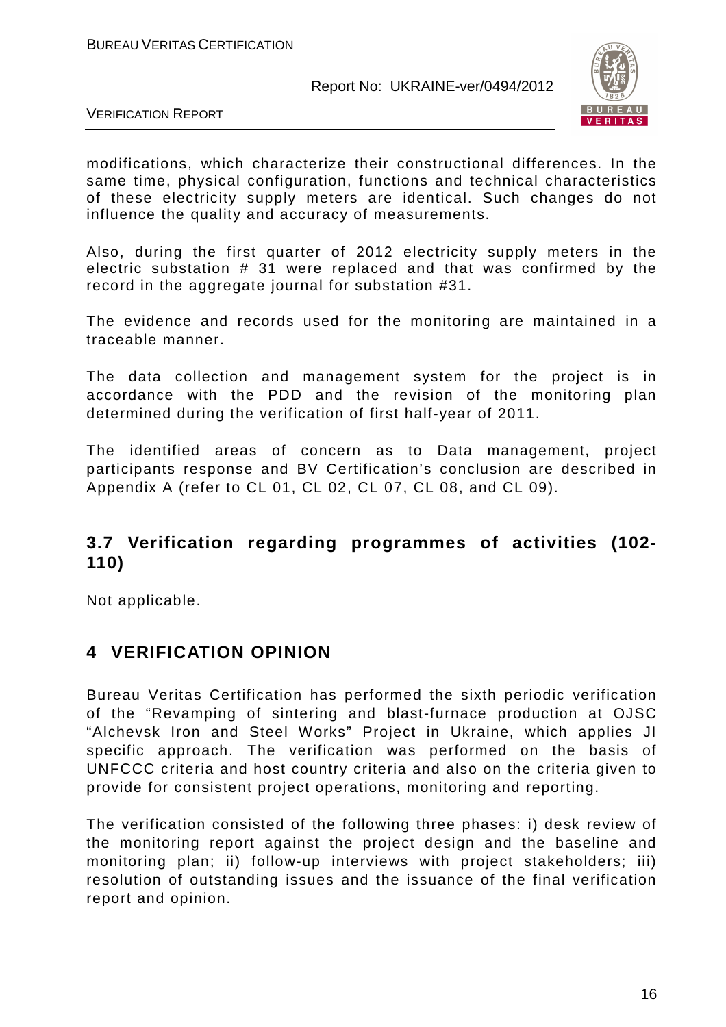modifications, which characterize their constructional differences. In the same time, physical configuration, functions and technical characteristics of these electricity supply meters are identical. Such changes do not influence the quality and accuracy of measurements.

Also, during the first quarter of 2012 electricity supply meters in the electric substation # 31 were replaced and that was confirmed by the record in the aggregate journal for substation #31.

The evidence and records used for the monitoring are maintained in a traceable manner.

The data collection and management system for the project is in accordance with the PDD and the revision of the monitoring plan determined during the verification of first half-year of 2011.

The identified areas of concern as to Data management, project participants response and BV Certification's conclusion are described in Appendix A (refer to CL 01, CL 02, CL 07, CL 08, and CL 09).

## 3.7 Verification regarding programmes of activities (102-110)

Not applicable.

# 4 VERIFICATION OPINION

Bureau Veritas Certification has performed the sixth periodic verification of the "Revamping of sintering and blast-furnace production at OJSC "Alchevsk Iron and Steel Works" Project in Ukraine, which applies JI specific approach. The verification was performed on the basis of UNFCCC criteria and host country criteria and also on the criteria given to provide for consistent project operations, monitoring and reporting.

The verification consisted of the following three phases: i) desk review of the monitoring report against the project design and the baseline and monitoring plan; ii) follow-up interviews with project stakeholders; iii) resolution of outstanding issues and the issuance of the final verification report and opinion.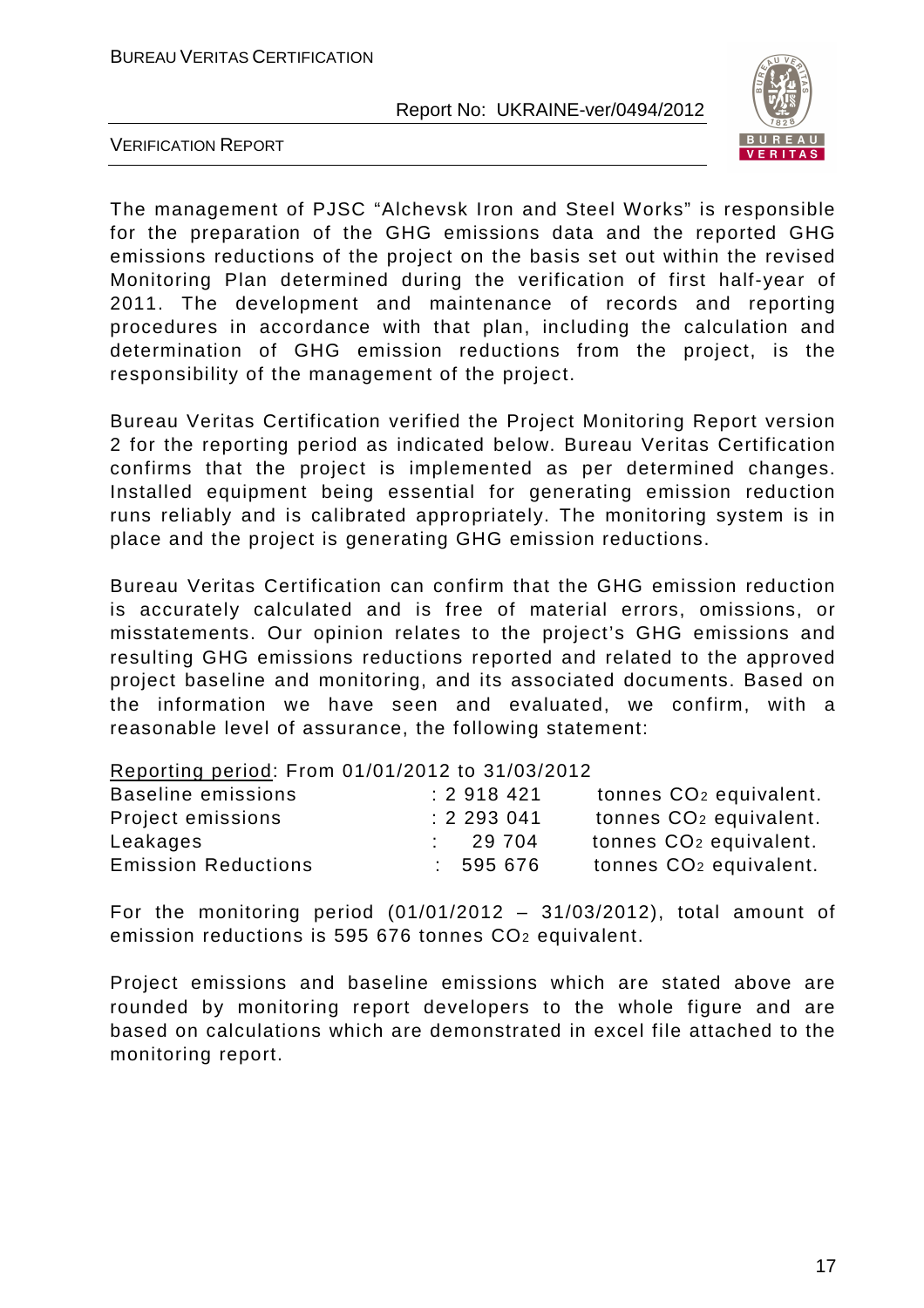The management of PJSC "Alchevsk Iron and Steel Works" is responsible for the preparation of the GHG emissions data and the reported GHG emissions reductions of the project on the basis set out within the revised Monitoring Plan determined during the verification of first half-year of 2011. The development and maintenance of records and reporting procedures in accordance with that plan, including the calculation and determination of GHG emission reductions from the project, is the responsibility of the management of the project.

Bureau Veritas Certification verified the Project Monitoring Report version 2 for the reporting period as indicated below. Bureau Veritas Certification confirms that the project is implemented as per determined changes. Installed equipment being essential for generating emission reduction runs reliably and is calibrated appropriately. The monitoring system is in place and the project is generating GHG emission reductions.

Bureau Veritas Certification can confirm that the GHG emission reduction is accurately calculated and is free of material errors, omissions, or misstatements. Our opinion relates to the project's GHG emissions and resulting GHG emissions reductions reported and related to the approved project baseline and monitoring, and its associated documents. Based on the information we have seen and evaluated, we confirm, with a reasonable level of assurance, the following statement:

<u>Reporting period</u>: From 01/01/2012 to 31/03/2012

| | | |
|---|---|---|
| Baseline emissions | : 2 918 421 | tonnes $CO_2$ equivalent. |
| Project emissions | : 2 293 041 | tonnes $CO_2$ equivalent. |
| Leakages | : 29 704 | tonnes $CO_2$ equivalent. |
| Emission Reductions | : 595 676 | tonnes $CO_2$ equivalent. |

For the monitoring period (01/01/2012 – 31/03/2012), total amount of emission reductions is 595 676 tonnes $CO_2$ equivalent.

Project emissions and baseline emissions which are stated above are rounded by monitoring report developers to the whole figure and are based on calculations which are demonstrated in excel file attached to the monitoring report.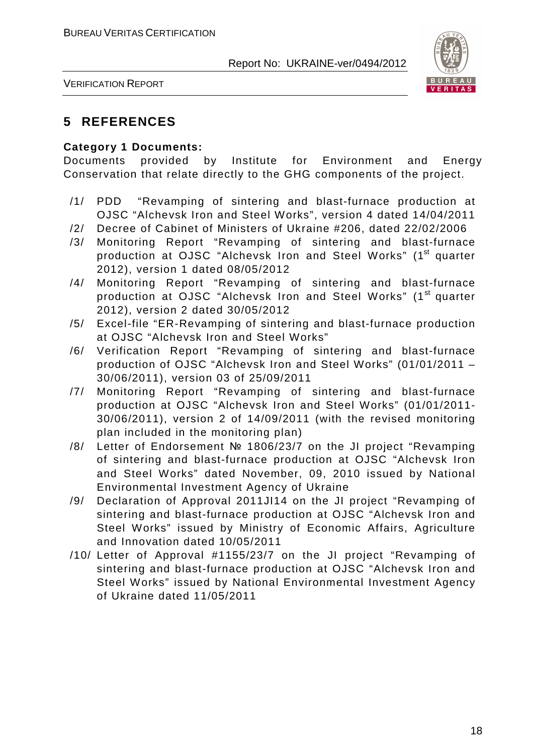## 5 REFERENCES

**Category 1 Documents:**

Documents provided by Institute for Environment and Energy Conservation that relate directly to the GHG components of the project.

/1/ PDD "Revamping of sintering and blast-furnace production at OJSC "Alchevsk Iron and Steel Works", version 4 dated 14/04/2011

/2/ Decree of Cabinet of Ministers of Ukraine #206, dated 22/02/2006

/3/ Monitoring Report "Revamping of sintering and blast-furnace production at OJSC "Alchevsk Iron and Steel Works" (1st quarter 2012), version 1 dated 08/05/2012

/4/ Monitoring Report "Revamping of sintering and blast-furnace production at OJSC "Alchevsk Iron and Steel Works" (1st quarter 2012), version 2 dated 30/05/2012

/5/ Excel-file "ER-Revamping of sintering and blast-furnace production at OJSC "Alchevsk Iron and Steel Works"

/6/ Verification Report "Revamping of sintering and blast-furnace production of OJSC "Alchevsk Iron and Steel Works" (01/01/2011 – 30/06/2011), version 03 of 25/09/2011

/7/ Monitoring Report "Revamping of sintering and blast-furnace production at OJSC "Alchevsk Iron and Steel Works" (01/01/2011-30/06/2011), version 2 of 14/09/2011 (with the revised monitoring plan included in the monitoring plan)

/8/ Letter of Endorsement № 1806/23/7 on the JI project "Revamping of sintering and blast-furnace production at OJSC "Alchevsk Iron and Steel Works" dated November, 09, 2010 issued by National Environmental Investment Agency of Ukraine

/9/ Declaration of Approval 2011JI14 on the JI project "Revamping of sintering and blast-furnace production at OJSC "Alchevsk Iron and Steel Works" issued by Ministry of Economic Affairs, Agriculture and Innovation dated 10/05/2011

/10/ Letter of Approval #1155/23/7 on the JI project "Revamping of sintering and blast-furnace production at OJSC "Alchevsk Iron and Steel Works" issued by National Environmental Investment Agency of Ukraine dated 11/05/2011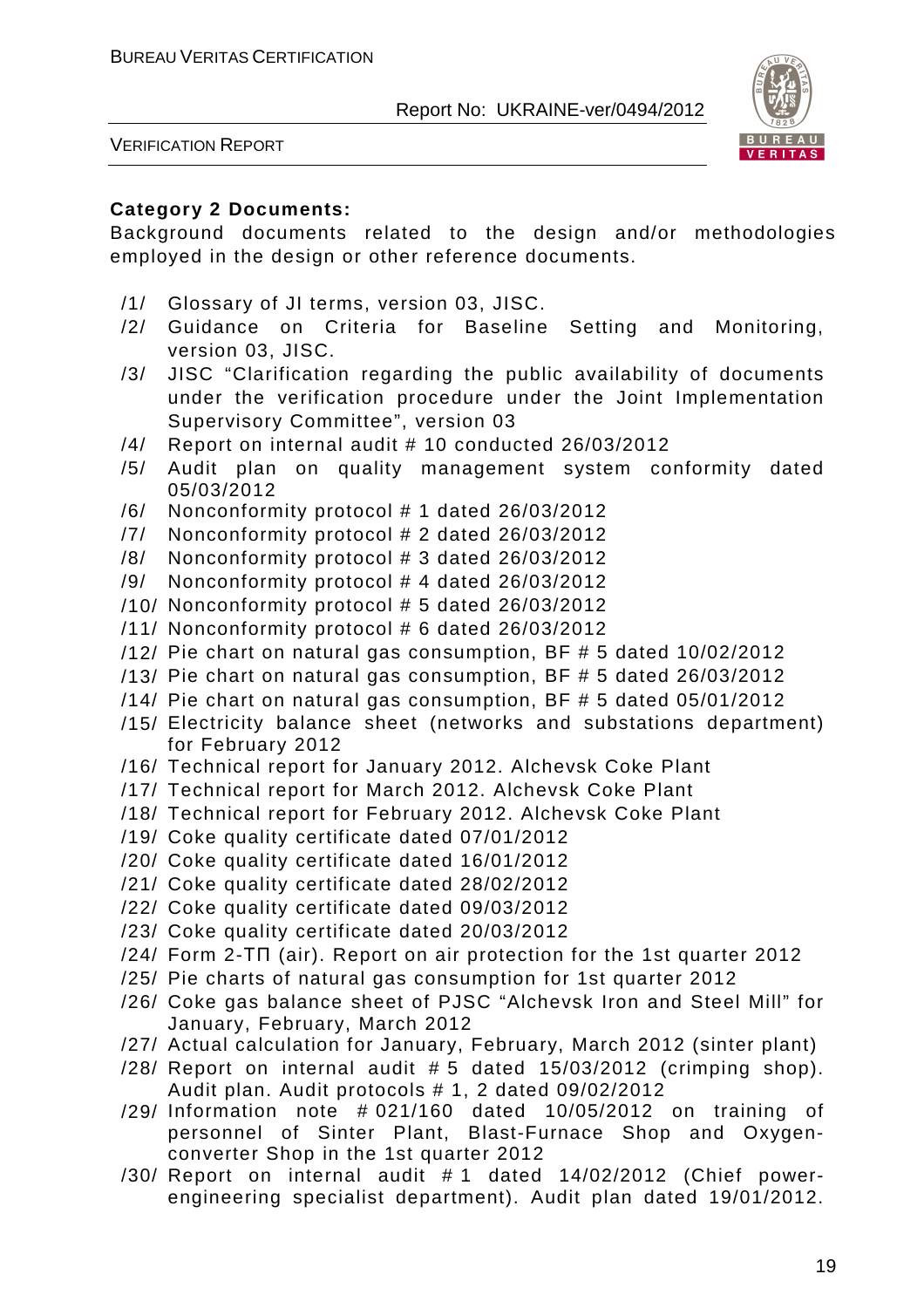**Category 2 Documents:**

Background documents related to the design and/or methodologies employed in the design or other reference documents.

/1/ Glossary of JI terms, version 03, JISC.
/2/ Guidance on Criteria for Baseline Setting and Monitoring, version 03, JISC.
/3/ JISC "Clarification regarding the public availability of documents under the verification procedure under the Joint Implementation Supervisory Committee", version 03
/4/ Report on internal audit # 10 conducted 26/03/2012
/5/ Audit plan on quality management system conformity dated 05/03/2012
/6/ Nonconformity protocol # 1 dated 26/03/2012
/7/ Nonconformity protocol # 2 dated 26/03/2012
/8/ Nonconformity protocol # 3 dated 26/03/2012
/9/ Nonconformity protocol # 4 dated 26/03/2012
/10/ Nonconformity protocol # 5 dated 26/03/2012
/11/ Nonconformity protocol # 6 dated 26/03/2012
/12/ Pie chart on natural gas consumption, BF # 5 dated 10/02/2012
/13/ Pie chart on natural gas consumption, BF # 5 dated 26/03/2012
/14/ Pie chart on natural gas consumption, BF # 5 dated 05/01/2012
/15/ Electricity balance sheet (networks and substations department) for February 2012
/16/ Technical report for January 2012. Alchevsk Coke Plant
/17/ Technical report for March 2012. Alchevsk Coke Plant
/18/ Technical report for February 2012. Alchevsk Coke Plant
/19/ Coke quality certificate dated 07/01/2012
/20/ Coke quality certificate dated 16/01/2012
/21/ Coke quality certificate dated 28/02/2012
/22/ Coke quality certificate dated 09/03/2012
/23/ Coke quality certificate dated 20/03/2012
/24/ Form 2-ТП (air). Report on air protection for the 1st quarter 2012
/25/ Pie charts of natural gas consumption for 1st quarter 2012
/26/ Coke gas balance sheet of PJSC "Alchevsk Iron and Steel Mill" for January, February, March 2012
/27/ Actual calculation for January, February, March 2012 (sinter plant)
/28/ Report on internal audit # 5 dated 15/03/2012 (crimping shop). Audit plan. Audit protocols # 1, 2 dated 09/02/2012
/29/ Information note # 021/160 dated 10/05/2012 on training of personnel of Sinter Plant, Blast-Furnace Shop and Oxygen-converter Shop in the 1st quarter 2012
/30/ Report on internal audit # 1 dated 14/02/2012 (Chief power-engineering specialist department). Audit plan dated 19/01/2012.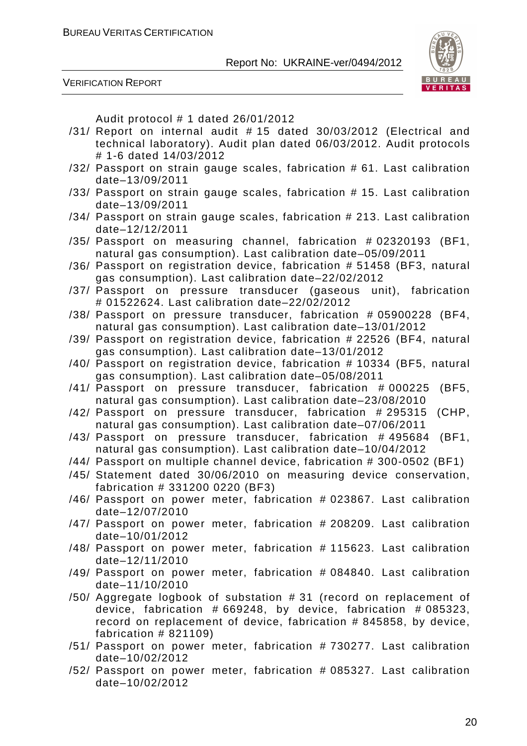Audit protocol # 1 dated 26/01/2012

/31/ Report on internal audit # 15 dated 30/03/2012 (Electrical and technical laboratory). Audit plan dated 06/03/2012. Audit protocols # 1-6 dated 14/03/2012

/32/ Passport on strain gauge scales, fabrication # 61. Last calibration date–13/09/2011

/33/ Passport on strain gauge scales, fabrication # 15. Last calibration date–13/09/2011

/34/ Passport on strain gauge scales, fabrication # 213. Last calibration date–12/12/2011

/35/ Passport on measuring channel, fabrication # 02320193 (BF1, natural gas consumption). Last calibration date–05/09/2011

/36/ Passport on registration device, fabrication # 51458 (BF3, natural gas consumption). Last calibration date–22/02/2012

/37/ Passport on pressure transducer (gaseous unit), fabrication # 01522624. Last calibration date–22/02/2012

/38/ Passport on pressure transducer, fabrication # 05900228 (BF4, natural gas consumption). Last calibration date–13/01/2012

/39/ Passport on registration device, fabrication # 22526 (BF4, natural gas consumption). Last calibration date–13/01/2012

/40/ Passport on registration device, fabrication # 10334 (BF5, natural gas consumption). Last calibration date–05/08/2011

/41/ Passport on pressure transducer, fabrication # 000225 (BF5, natural gas consumption). Last calibration date–23/08/2010

/42/ Passport on pressure transducer, fabrication # 295315 (CHP, natural gas consumption). Last calibration date–07/06/2011

/43/ Passport on pressure transducer, fabrication # 495684 (BF1, natural gas consumption). Last calibration date–10/04/2012

/44/ Passport on multiple channel device, fabrication # 300-0502 (BF1)

/45/ Statement dated 30/06/2010 on measuring device conservation, fabrication # 331200 0220 (BF3)

/46/ Passport on power meter, fabrication # 023867. Last calibration date–12/07/2010

/47/ Passport on power meter, fabrication # 208209. Last calibration date–10/01/2012

/48/ Passport on power meter, fabrication # 115623. Last calibration date–12/11/2010

/49/ Passport on power meter, fabrication # 084840. Last calibration date–11/10/2010

/50/ Aggregate logbook of substation # 31 (record on replacement of device, fabrication # 669248, by device, fabrication # 085323, record on replacement of device, fabrication # 845858, by device, fabrication # 821109)

/51/ Passport on power meter, fabrication # 730277. Last calibration date–10/02/2012

/52/ Passport on power meter, fabrication # 085327. Last calibration date–10/02/2012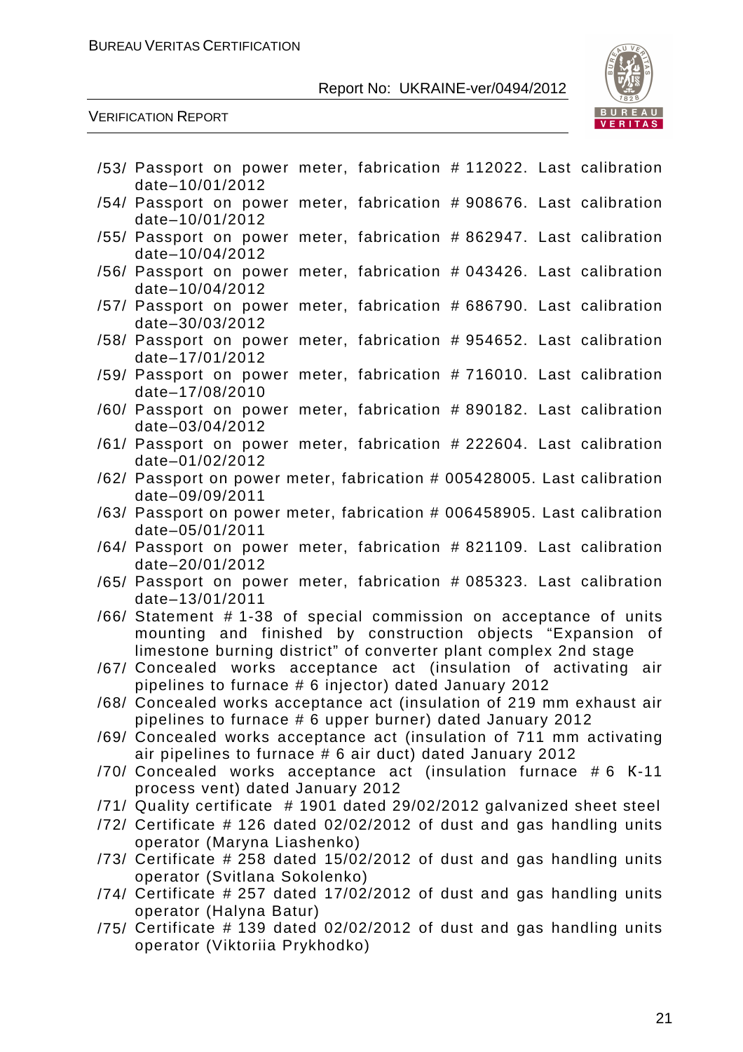/53/ Passport on power meter, fabrication # 112022. Last calibration date–10/01/2012

/54/ Passport on power meter, fabrication # 908676. Last calibration date–10/01/2012

/55/ Passport on power meter, fabrication # 862947. Last calibration date–10/04/2012

/56/ Passport on power meter, fabrication # 043426. Last calibration date–10/04/2012

/57/ Passport on power meter, fabrication # 686790. Last calibration date–30/03/2012

/58/ Passport on power meter, fabrication # 954652. Last calibration date–17/01/2012

/59/ Passport on power meter, fabrication # 716010. Last calibration date–17/08/2010

/60/ Passport on power meter, fabrication # 890182. Last calibration date–03/04/2012

/61/ Passport on power meter, fabrication # 222604. Last calibration date–01/02/2012

/62/ Passport on power meter, fabrication # 005428005. Last calibration date–09/09/2011

/63/ Passport on power meter, fabrication # 006458905. Last calibration date–05/01/2011

/64/ Passport on power meter, fabrication # 821109. Last calibration date–20/01/2012

/65/ Passport on power meter, fabrication # 085323. Last calibration date–13/01/2011

/66/ Statement # 1-38 of special commission on acceptance of units mounting and finished by construction objects "Expansion of limestone burning district" of converter plant complex 2nd stage

/67/ Concealed works acceptance act (insulation of activating air pipelines to furnace # 6 injector) dated January 2012

/68/ Concealed works acceptance act (insulation of 219 mm exhaust air pipelines to furnace # 6 upper burner) dated January 2012

/69/ Concealed works acceptance act (insulation of 711 mm activating air pipelines to furnace # 6 air duct) dated January 2012

/70/ Concealed works acceptance act (insulation furnace # 6 K-11 process vent) dated January 2012

/71/ Quality certificate # 1901 dated 29/02/2012 galvanized sheet steel

/72/ Certificate # 126 dated 02/02/2012 of dust and gas handling units operator (Maryna Liashenko)

/73/ Certificate # 258 dated 15/02/2012 of dust and gas handling units operator (Svitlana Sokolenko)

/74/ Certificate # 257 dated 17/02/2012 of dust and gas handling units operator (Halyna Batur)

/75/ Certificate # 139 dated 02/02/2012 of dust and gas handling units operator (Viktoriia Prykhodko)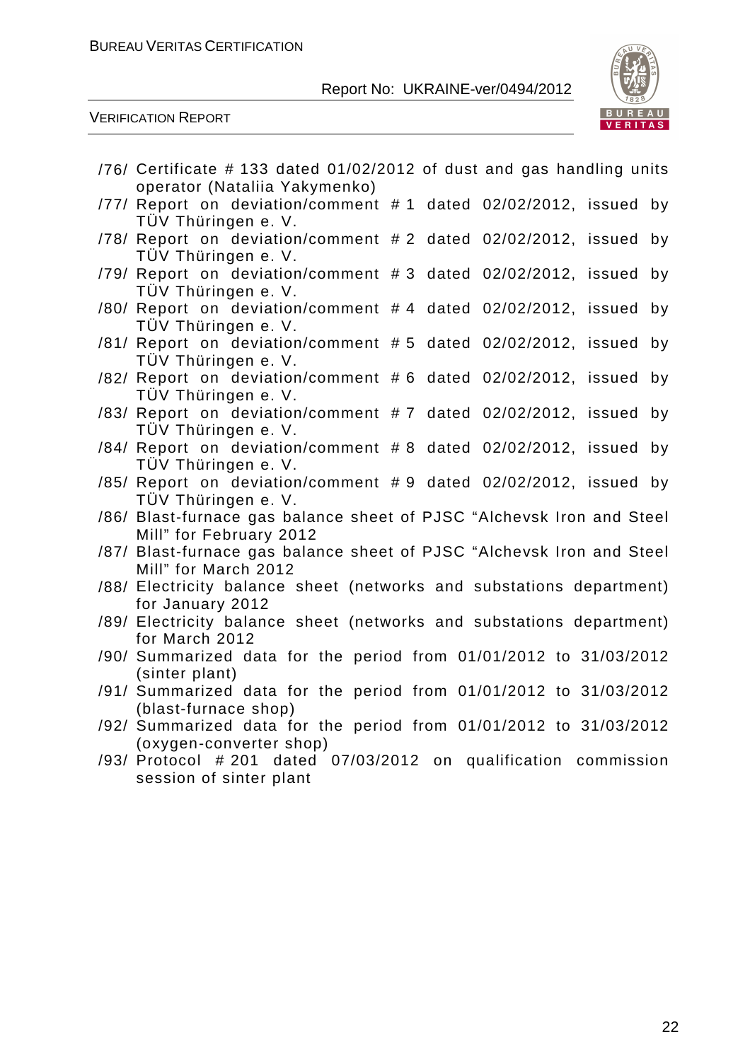/76/ Certificate # 133 dated 01/02/2012 of dust and gas handling units operator (Nataliia Yakymenko)

/77/ Report on deviation/comment # 1 dated 02/02/2012, issued by TÜV Thüringen e. V.

/78/ Report on deviation/comment # 2 dated 02/02/2012, issued by TÜV Thüringen e. V.

/79/ Report on deviation/comment # 3 dated 02/02/2012, issued by TÜV Thüringen e. V.

/80/ Report on deviation/comment # 4 dated 02/02/2012, issued by TÜV Thüringen e. V.

/81/ Report on deviation/comment # 5 dated 02/02/2012, issued by TÜV Thüringen e. V.

/82/ Report on deviation/comment # 6 dated 02/02/2012, issued by TÜV Thüringen e. V.

/83/ Report on deviation/comment # 7 dated 02/02/2012, issued by TÜV Thüringen e. V.

/84/ Report on deviation/comment # 8 dated 02/02/2012, issued by TÜV Thüringen e. V.

/85/ Report on deviation/comment # 9 dated 02/02/2012, issued by TÜV Thüringen e. V.

/86/ Blast-furnace gas balance sheet of PJSC "Alchevsk Iron and Steel Mill" for February 2012

/87/ Blast-furnace gas balance sheet of PJSC "Alchevsk Iron and Steel Mill" for March 2012

/88/ Electricity balance sheet (networks and substations department) for January 2012

/89/ Electricity balance sheet (networks and substations department) for March 2012

/90/ Summarized data for the period from 01/01/2012 to 31/03/2012 (sinter plant)

/91/ Summarized data for the period from 01/01/2012 to 31/03/2012 (blast-furnace shop)

/92/ Summarized data for the period from 01/01/2012 to 31/03/2012 (oxygen-converter shop)

/93/ Protocol # 201 dated 07/03/2012 on qualification commission session of sinter plant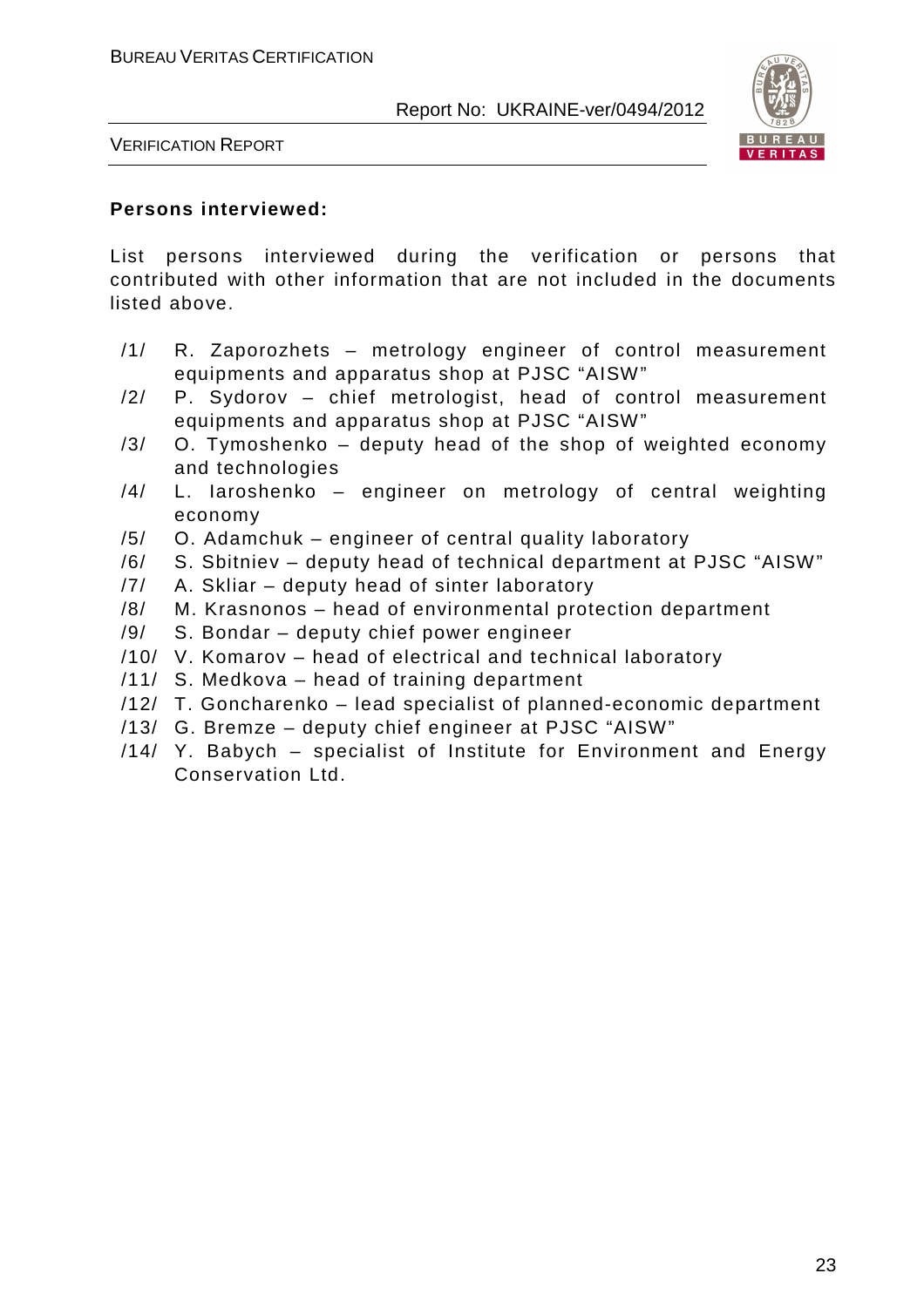**Persons interviewed:**

List persons interviewed during the verification or persons that contributed with other information that are not included in the documents listed above.

/1/ R. Zaporozhets – metrology engineer of control measurement equipments and apparatus shop at PJSC "AISW"

/2/ P. Sydorov – chief metrologist, head of control measurement equipments and apparatus shop at PJSC "AISW"

/3/ O. Tymoshenko – deputy head of the shop of weighted economy and technologies

/4/ L. Iaroshenko – engineer on metrology of central weighting economy

/5/ O. Adamchuk – engineer of central quality laboratory

/6/ S. Sbitniev – deputy head of technical department at PJSC "AISW"

/7/ A. Skliar – deputy head of sinter laboratory

/8/ M. Krasnonos – head of environmental protection department

/9/ S. Bondar – deputy chief power engineer

/10/ V. Komarov – head of electrical and technical laboratory

/11/ S. Medkova – head of training department

/12/ T. Goncharenko – lead specialist of planned-economic department

/13/ G. Bremze – deputy chief engineer at PJSC "AISW"

/14/ Y. Babych – specialist of Institute for Environment and Energy Conservation Ltd.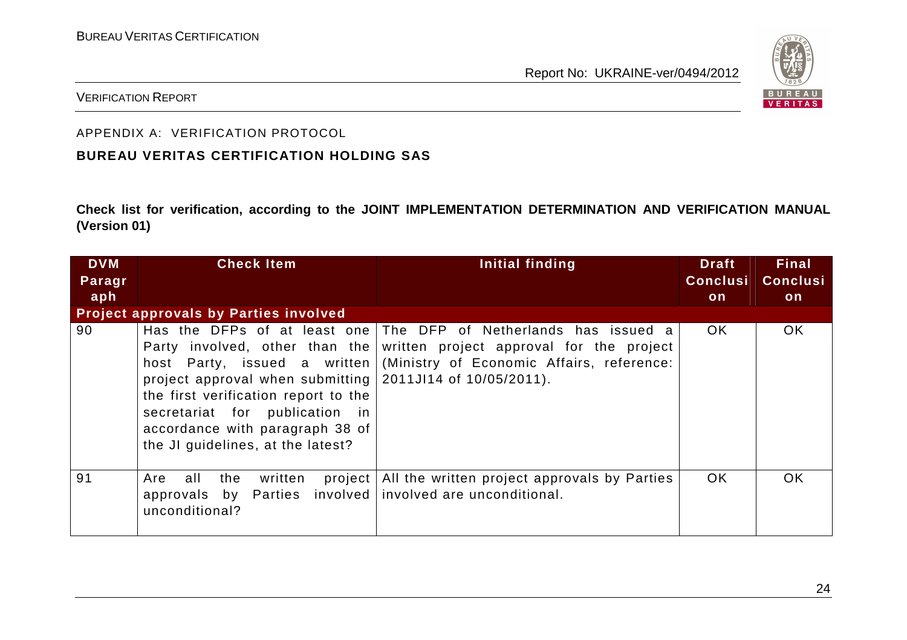APPENDIX A: VERIFICATION PROTOCOL

**BUREAU VERITAS CERTIFICATION HOLDING SAS**

**Check list for verification, according to the JOINT IMPLEMENTATION DETERMINATION AND VERIFICATION MANUAL (Version 01)**

| DVM Paragraph | Check Item | Initial finding | Draft Conclusion | Final Conclusion |
|---|---|---|---|---|
| **Project approvals by Parties involved** | | | | |
| 90 | Has the DFPs of at least one Party involved, other than the host Party, issued a written project approval when submitting the first verification report to the secretariat for publication in accordance with paragraph 38 of the JI guidelines, at the latest? | The DFP of Netherlands has issued a written project approval for the project (Ministry of Economic Affairs, reference: 2011JI14 of 10/05/2011). | OK | OK |
| 91 | Are all the written project approvals by Parties involved unconditional? | All the written project approvals by Parties involved are unconditional. | OK | OK |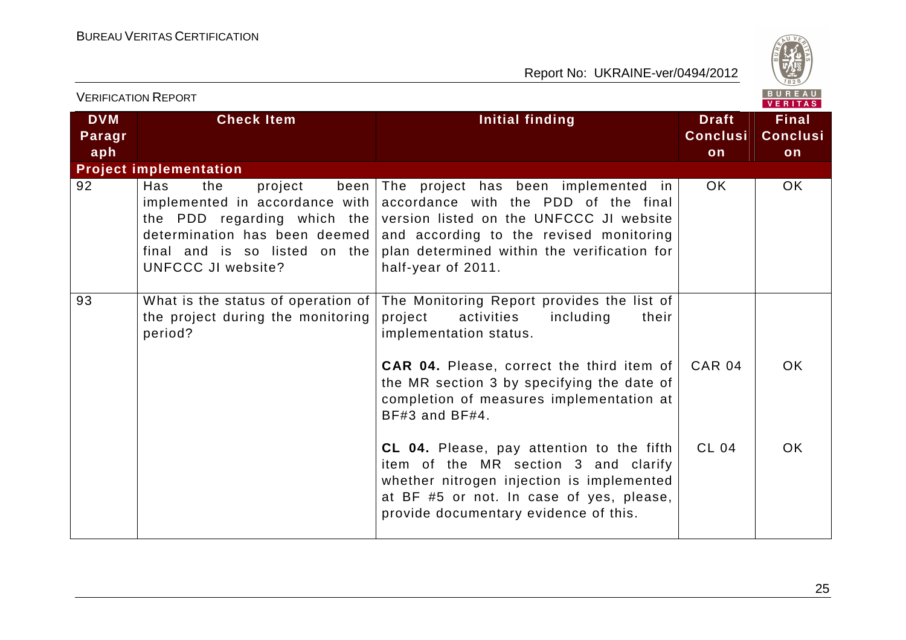| DVM Paragraph | Check Item | Initial finding | Draft Conclusion | Final Conclusion |
|---|---|---|---|---|
| **Project implementation** | | | | |
| 92 | Has the project been implemented in accordance with the PDD regarding which the determination has been deemed final and is so listed on the UNFCCC JI website? | The project has been implemented in accordance with the PDD of the final version listed on the UNFCCC JI website and according to the revised monitoring plan determined within the verification for half-year of 2011. | OK | OK |
| 93 | What is the status of operation of the project during the monitoring period? | The Monitoring Report provides the list of project activities including their implementation status. | | |
| | | **CAR 04.** Please, correct the third item of the MR section 3 by specifying the date of completion of measures implementation at BF#3 and BF#4. | CAR 04 | OK |
| | | **CL 04.** Please, pay attention to the fifth item of the MR section 3 and clarify whether nitrogen injection is implemented at BF #5 or not. In case of yes, please, provide documentary evidence of this. | CL 04 | OK |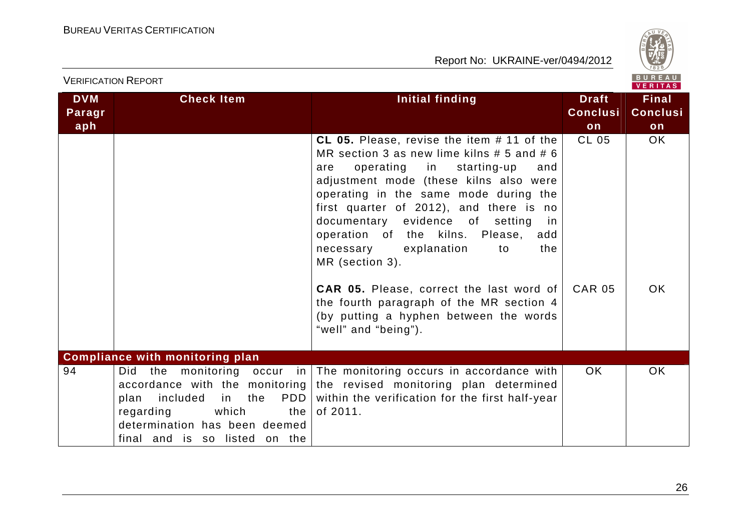| DVM Paragraph | Check Item | Initial finding | Draft Conclusion | Final Conclusion |
|---|---|---|---|---|
| | | **CL 05.** Please, revise the item # 11 of the MR section 3 as new lime kilns # 5 and # 6 are operating in starting-up and adjustment mode (these kilns also were operating in the same mode during the first quarter of 2012), and there is no documentary evidence of setting in operation of the kilns. Please, add necessary explanation to the MR (section 3). | CL 05 | OK |
| | | **CAR 05.** Please, correct the last word of the fourth paragraph of the MR section 4 (by putting a hyphen between the words "well" and "being"). | CAR 05 | OK |
| **Compliance with monitoring plan** | | | | |
| 94 | Did the monitoring occur in accordance with the monitoring plan included in the PDD regarding which the determination has been deemed final and is so listed on the | The monitoring occurs in accordance with the revised monitoring plan determined within the verification for the first half-year of 2011. | OK | OK |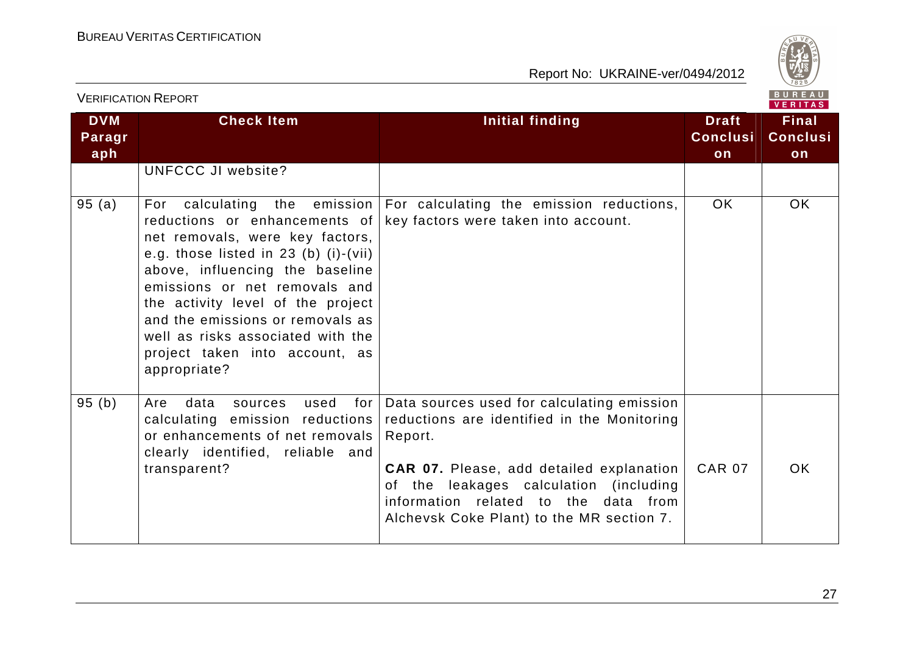| DVM Paragraph | Check Item | Initial finding | Draft Conclusion | Final Conclusion |
|---|---|---|---|---|
| | UNFCCC JI website? | | | |
| 95 (a) | For calculating the emission reductions or enhancements of net removals, were key factors, e.g. those listed in 23 (b) (i)-(vii) above, influencing the baseline emissions or net removals and the activity level of the project and the emissions or removals as well as risks associated with the project taken into account, as appropriate? | For calculating the emission reductions, key factors were taken into account. | OK | OK |
| 95 (b) | Are data sources used for calculating emission reductions or enhancements of net removals clearly identified, reliable and transparent? | Data sources used for calculating emission reductions are identified in the Monitoring Report.<br><br>**CAR 07.** Please, add detailed explanation of the leakages calculation (including information related to the data from Alchevsk Coke Plant) to the MR section 7. | CAR 07 | OK |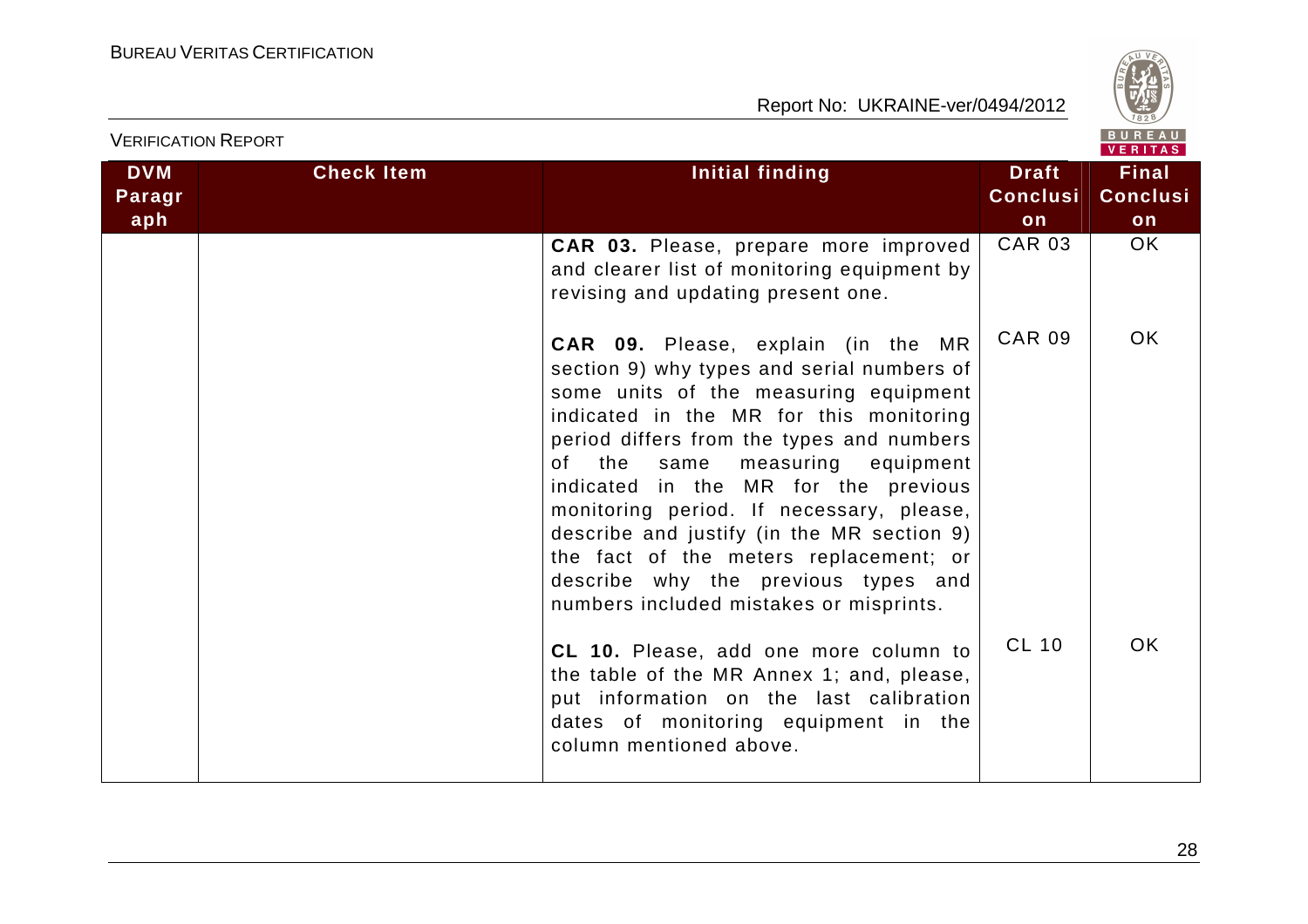| DVM Paragraph | Check Item | Initial finding | Draft Conclusion | Final Conclusion |
|---|---|---|---|---|
| | | **CAR 03.** Please, prepare more improved and clearer list of monitoring equipment by revising and updating present one. | CAR 03 | OK |
| | | **CAR 09.** Please, explain (in the MR section 9) why types and serial numbers of some units of the measuring equipment indicated in the MR for this monitoring period differs from the types and numbers of the same measuring equipment indicated in the MR for the previous monitoring period. If necessary, please, describe and justify (in the MR section 9) the fact of the meters replacement; or describe why the previous types and numbers included mistakes or misprints. | CAR 09 | OK |
| | | **CL 10.** Please, add one more column to the table of the MR Annex 1; and, please, put information on the last calibration dates of monitoring equipment in the column mentioned above. | CL 10 | OK |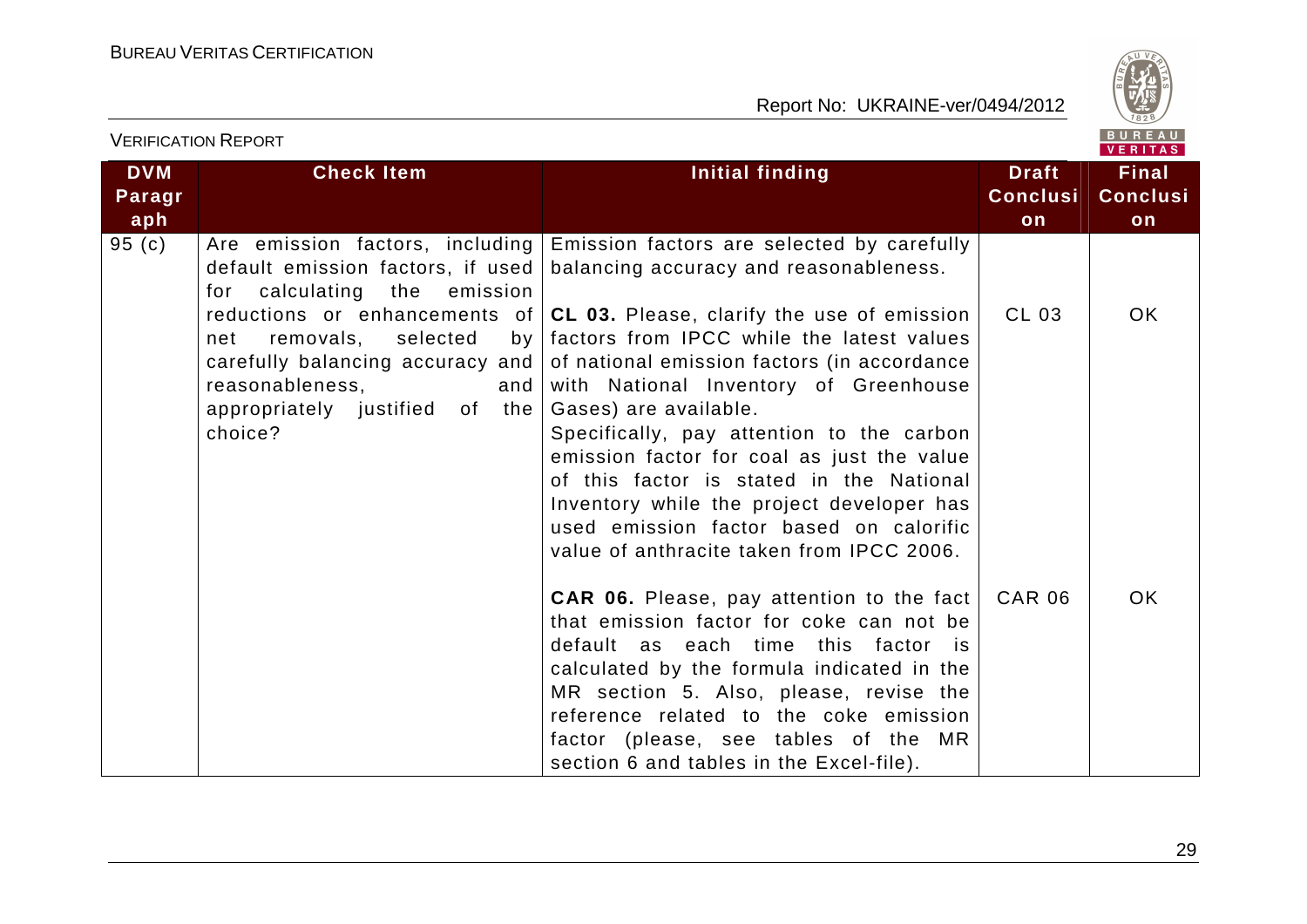VERIFICATION REPORT

| DVM Paragraph | Check Item | Initial finding | Draft Conclusion | Final Conclusion |
|---|---|---|---|---|
| 95 (c) | Are emission factors, including default emission factors, if used for calculating the emission reductions or enhancements of net removals, selected by carefully balancing accuracy and reasonableness, and appropriately justified of the choice? | Emission factors are selected by carefully balancing accuracy and reasonableness.<br><br>**CL 03.** Please, clarify the use of emission factors from IPCC while the latest values of national emission factors (in accordance with National Inventory of Greenhouse Gases) are available.<br>Specifically, pay attention to the carbon emission factor for coal as just the value of this factor is stated in the National Inventory while the project developer has used emission factor based on calorific value of anthracite taken from IPCC 2006. | CL 03 | OK |
| | | **CAR 06.** Please, pay attention to the fact that emission factor for coke can not be default as each time this factor is calculated by the formula indicated in the MR section 5. Also, please, revise the reference related to the coke emission factor (please, see tables of the MR section 6 and tables in the Excel-file). | CAR 06 | OK |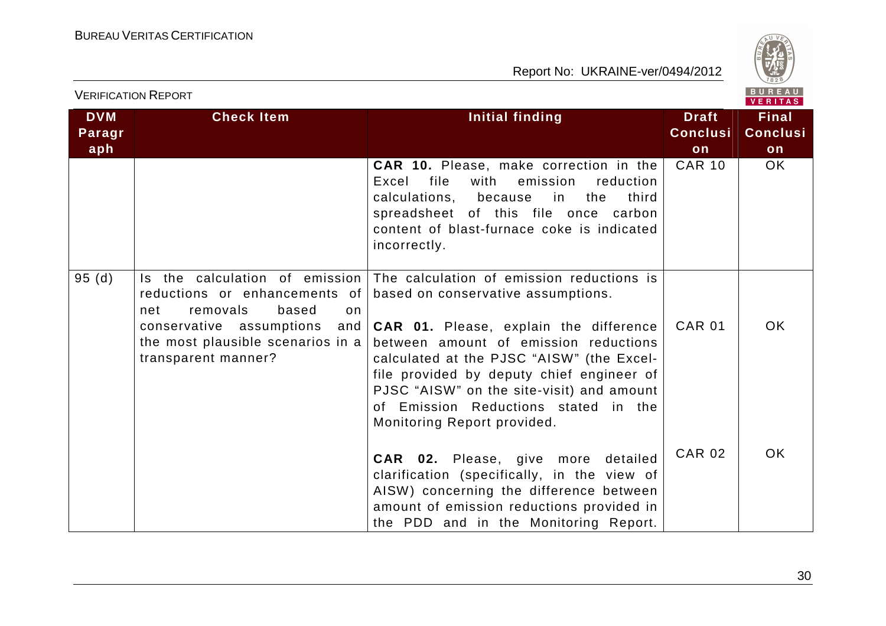| DVM Paragraph | Check Item | Initial finding | Draft Conclusion | Final Conclusion |
|---|---|---|---|---|
| | | **CAR 10.** Please, make correction in the Excel file with emission reduction calculations, because in the third spreadsheet of this file once carbon content of blast-furnace coke is indicated incorrectly. | CAR 10 | OK |
| 95 (d) | Is the calculation of emission reductions or enhancements of net removals based on conservative assumptions and the most plausible scenarios in a transparent manner? | The calculation of emission reductions is based on conservative assumptions.<br><br>**CAR 01.** Please, explain the difference between amount of emission reductions calculated at the PJSC "AISW" (the Excel-file provided by deputy chief engineer of PJSC "AISW" on the site-visit) and amount of Emission Reductions stated in the Monitoring Report provided.<br><br>**CAR 02.** Please, give more detailed clarification (specifically, in the view of AISW) concerning the difference between amount of emission reductions provided in the PDD and in the Monitoring Report. | <br><br>CAR 01<br><br>CAR 02 | <br><br>OK<br><br>OK |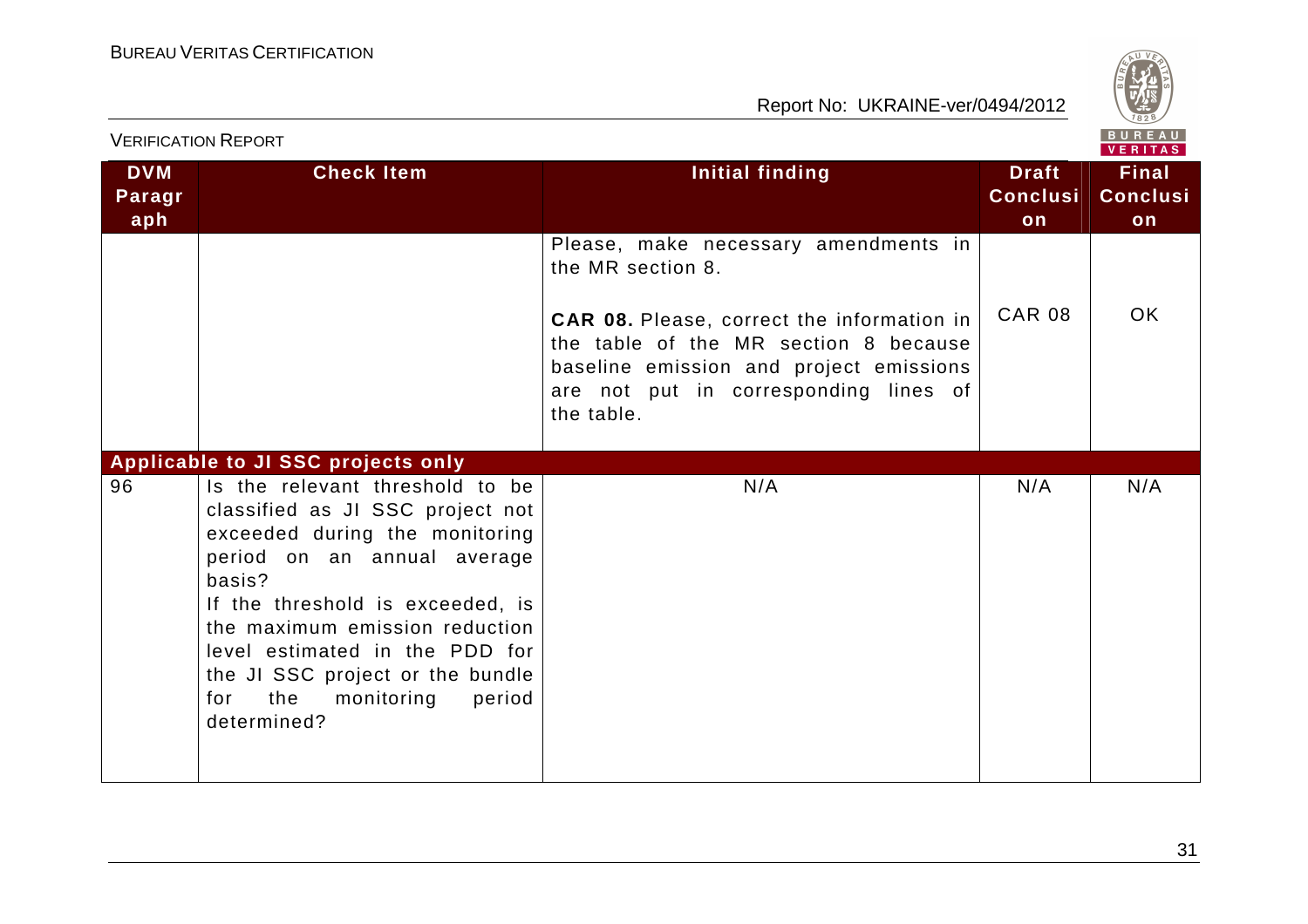| DVM Paragraph | Check Item | Initial finding | Draft Conclusion | Final Conclusion |
|---|---|---|---|---|
| | | Please, make necessary amendments in the MR section 8. | | |
| | | **CAR 08.** Please, correct the information in the table of the MR section 8 because baseline emission and project emissions are not put in corresponding lines of the table. | CAR 08 | OK |
| **Applicable to JI SSC projects only** | | | | |
| 96 | Is the relevant threshold to be classified as JI SSC project not exceeded during the monitoring period on an annual average basis?<br>If the threshold is exceeded, is the maximum emission reduction level estimated in the PDD for the JI SSC project or the bundle for the monitoring period determined? | N/A | N/A | N/A |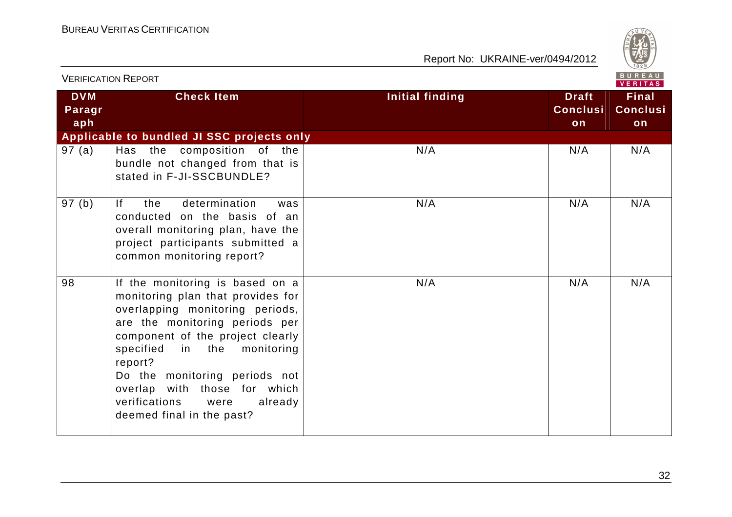| DVM Paragraph | Check Item | Initial finding | Draft Conclusion | Final Conclusion |
|---|---|---|---|---|
| **Applicable to bundled JI SSC projects only** | | | | |
| 97 (a) | Has the composition of the bundle not changed from that is stated in F-JI-SSCBUNDLE? | N/A | N/A | N/A |
| 97 (b) | If the determination was conducted on the basis of an overall monitoring plan, have the project participants submitted a common monitoring report? | N/A | N/A | N/A |
| 98 | If the monitoring is based on a monitoring plan that provides for overlapping monitoring periods, are the monitoring periods per component of the project clearly specified in the monitoring report?<br>Do the monitoring periods not overlap with those for which verifications were already deemed final in the past? | N/A | N/A | N/A |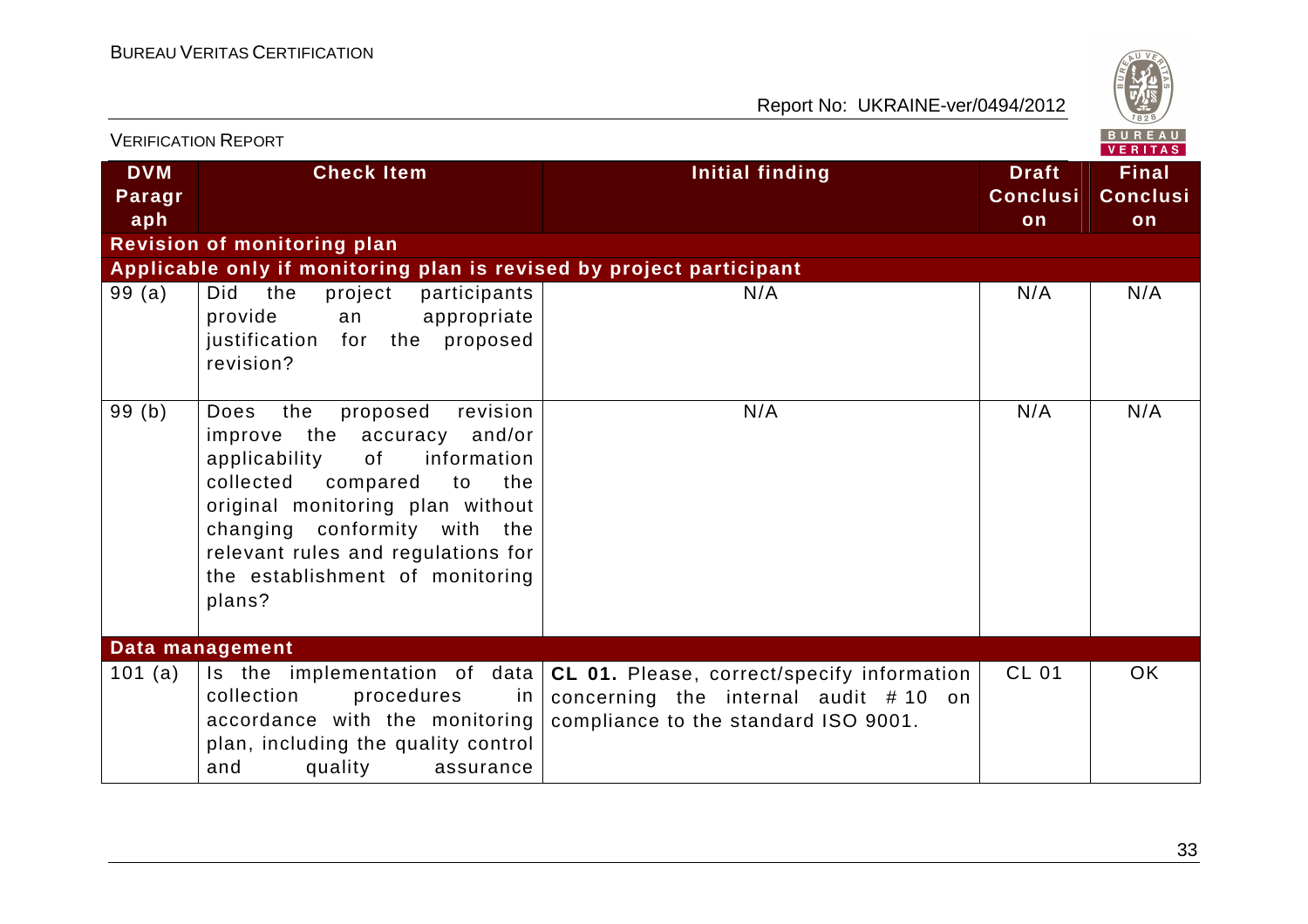| DVM Paragraph | Check Item | Initial finding | Draft Conclusion | Final Conclusion |
|---|---|---|---|---|
| **Revision of monitoring plan** | | | | |
| **Applicable only if monitoring plan is revised by project participant** | | | | |
| 99 (a) | Did the project participants provide an appropriate justification for the proposed revision? | N/A | N/A | N/A |
| 99 (b) | Does the proposed revision improve the accuracy and/or applicability of information collected compared to the original monitoring plan without changing conformity with the relevant rules and regulations for the establishment of monitoring plans? | N/A | N/A | N/A |
| **Data management** | | | | |
| 101 (a) | Is the implementation of data collection procedures in accordance with the monitoring plan, including the quality control and quality assurance | **CL 01.** Please, correct/specify information concerning the internal audit # 10 on compliance to the standard ISO 9001. | CL 01 | OK |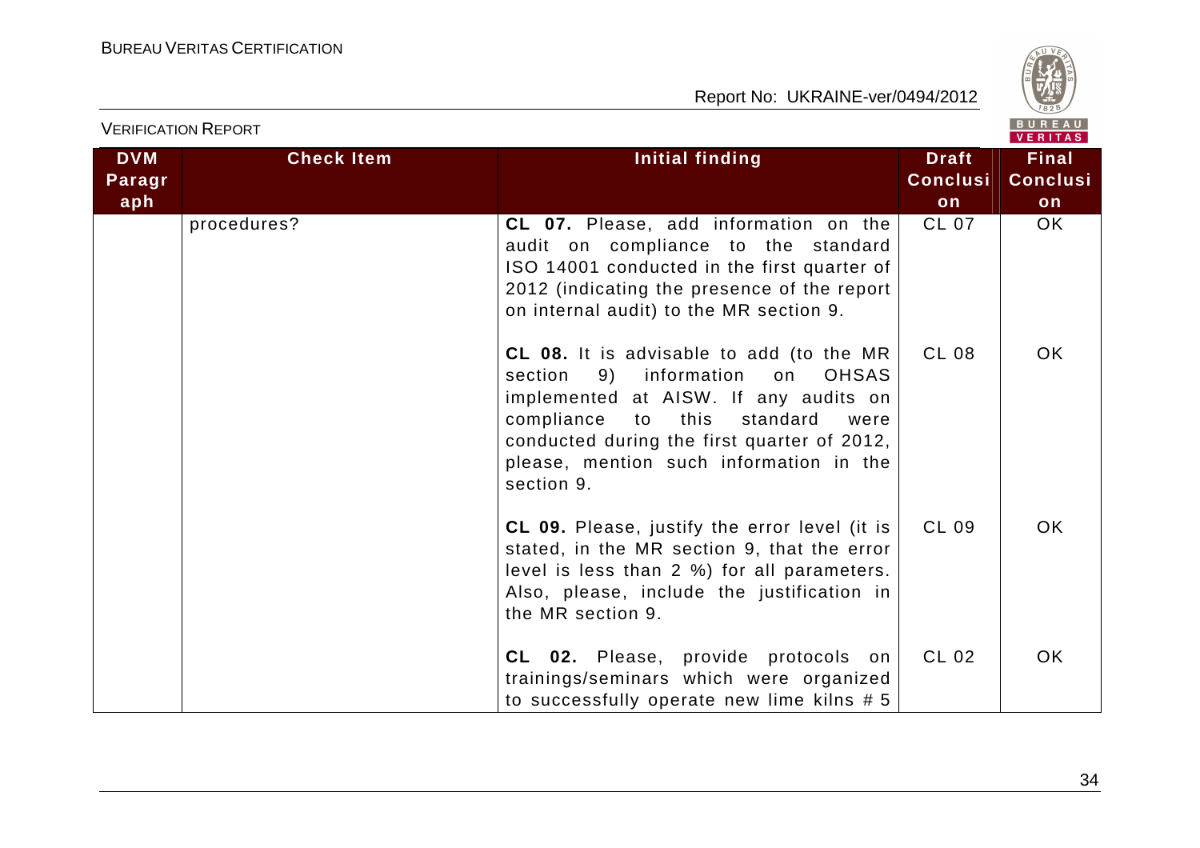| DVM Paragraph | Check Item | Initial finding | Draft Conclusion | Final Conclusion |
|---|---|---|---|---|
| | procedures? | **CL 07.** Please, add information on the audit on compliance to the standard ISO 14001 conducted in the first quarter of 2012 (indicating the presence of the report on internal audit) to the MR section 9. | CL 07 | OK |
| | | **CL 08.** It is advisable to add (to the MR section 9) information on OHSAS implemented at AISW. If any audits on compliance to this standard were conducted during the first quarter of 2012, please, mention such information in the section 9. | CL 08 | OK |
| | | **CL 09.** Please, justify the error level (it is stated, in the MR section 9, that the error level is less than 2 %) for all parameters. Also, please, include the justification in the MR section 9. | CL 09 | OK |
| | | **CL 02.** Please, provide protocols on trainings/seminars which were organized to successfully operate new lime kilns # 5 | CL 02 | OK |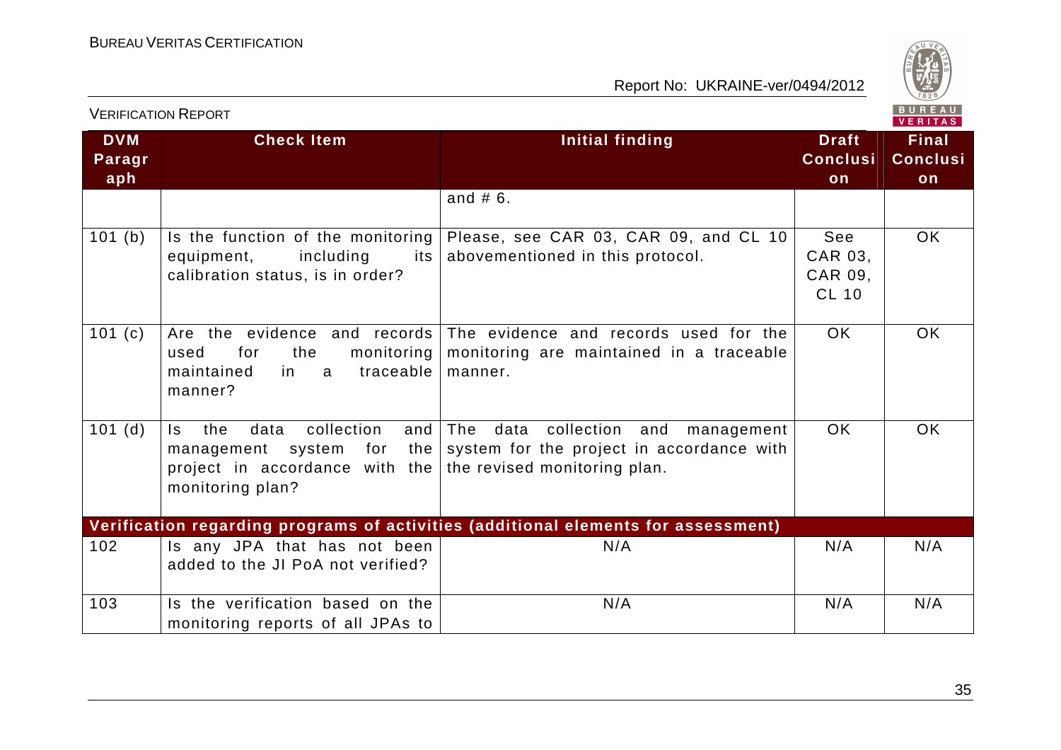| DVM Paragraph | Check Item | Initial finding | Draft Conclusion | Final Conclusion |
|---|---|---|---|---|
| | | and # 6. | | |
| 101 (b) | Is the function of the monitoring equipment, including its calibration status, is in order? | Please, see CAR 03, CAR 09, and CL 10 abovementioned in this protocol. | See CAR 03, CAR 09, CL 10 | OK |
| 101 (c) | Are the evidence and records used for the monitoring maintained in a traceable manner? | The evidence and records used for the monitoring are maintained in a traceable manner. | OK | OK |
| 101 (d) | Is the data collection and management system for the project in accordance with the monitoring plan? | The data collection and management system for the project in accordance with the revised monitoring plan. | OK | OK |
| **Verification regarding programs of activities (additional elements for assessment)** | | | | |
| 102 | Is any JPA that has not been added to the JI PoA not verified? | N/A | N/A | N/A |
| 103 | Is the verification based on the monitoring reports of all JPAs to | N/A | N/A | N/A |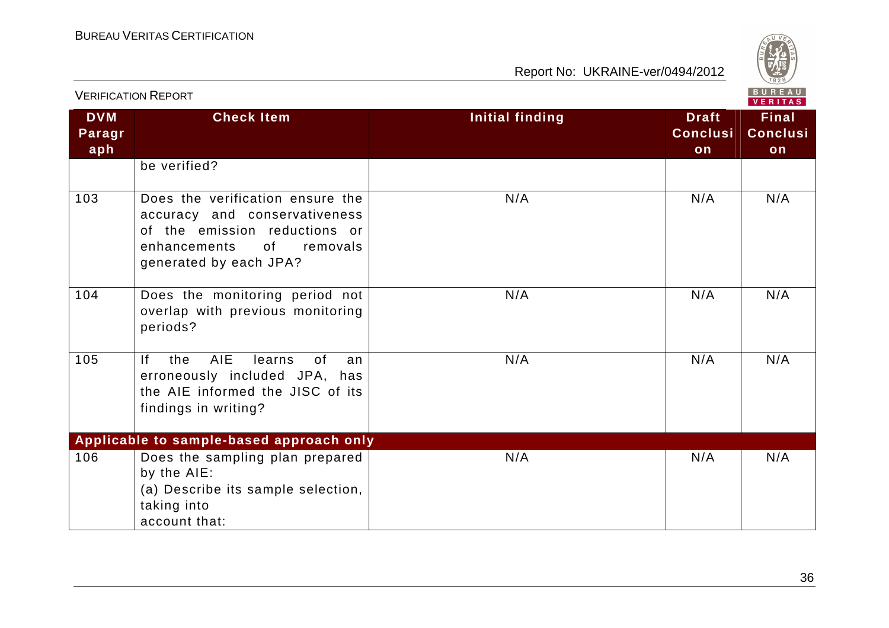| DVM Paragraph | Check Item | Initial finding | Draft Conclusion | Final Conclusion |
|---|---|---|---|---|
| | be verified? | | | |
| 103 | Does the verification ensure the accuracy and conservativeness of the emission reductions or enhancements of removals generated by each JPA? | N/A | N/A | N/A |
| 104 | Does the monitoring period not overlap with previous monitoring periods? | N/A | N/A | N/A |
| 105 | If the AIE learns of an erroneously included JPA, has the AIE informed the JISC of its findings in writing? | N/A | N/A | N/A |
| **Applicable to sample-based approach only** | | | | |
| 106 | Does the sampling plan prepared by the AIE:<br>(a) Describe its sample selection, taking into account that: | N/A | N/A | N/A |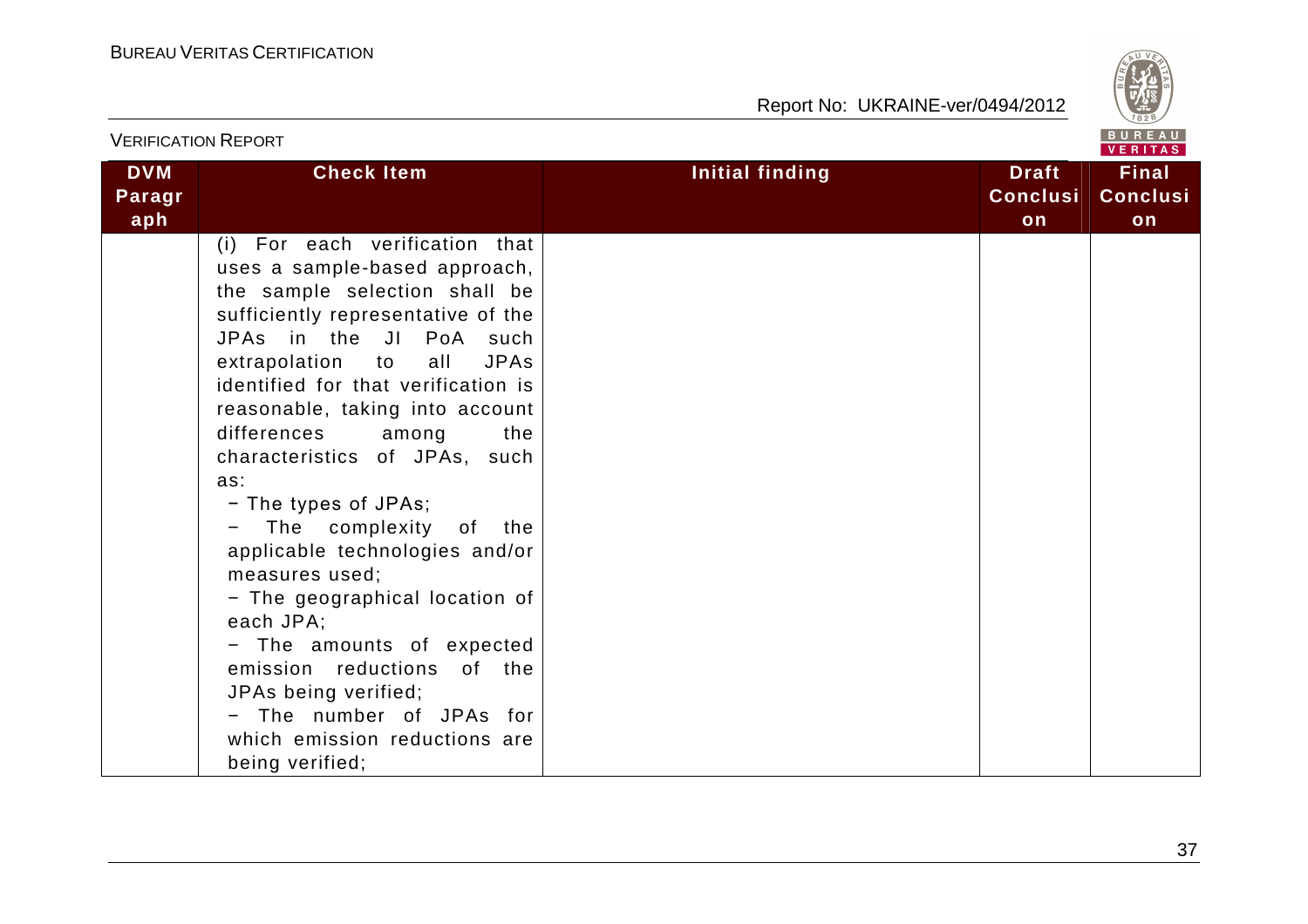| DVM Paragraph | Check Item | Initial finding | Draft Conclusion | Final Conclusion |
|---|---|---|---|---|
| | (i) For each verification that uses a sample-based approach, the sample selection shall be sufficiently representative of the JPAs in the JI PoA such extrapolation to all JPAs identified for that verification is reasonable, taking into account differences among the characteristics of JPAs, such as:<br>− The types of JPAs;<br>− The complexity of the applicable technologies and/or measures used;<br>− The geographical location of each JPA;<br>− The amounts of expected emission reductions of the JPAs being verified;<br>− The number of JPAs for which emission reductions are being verified; | | | |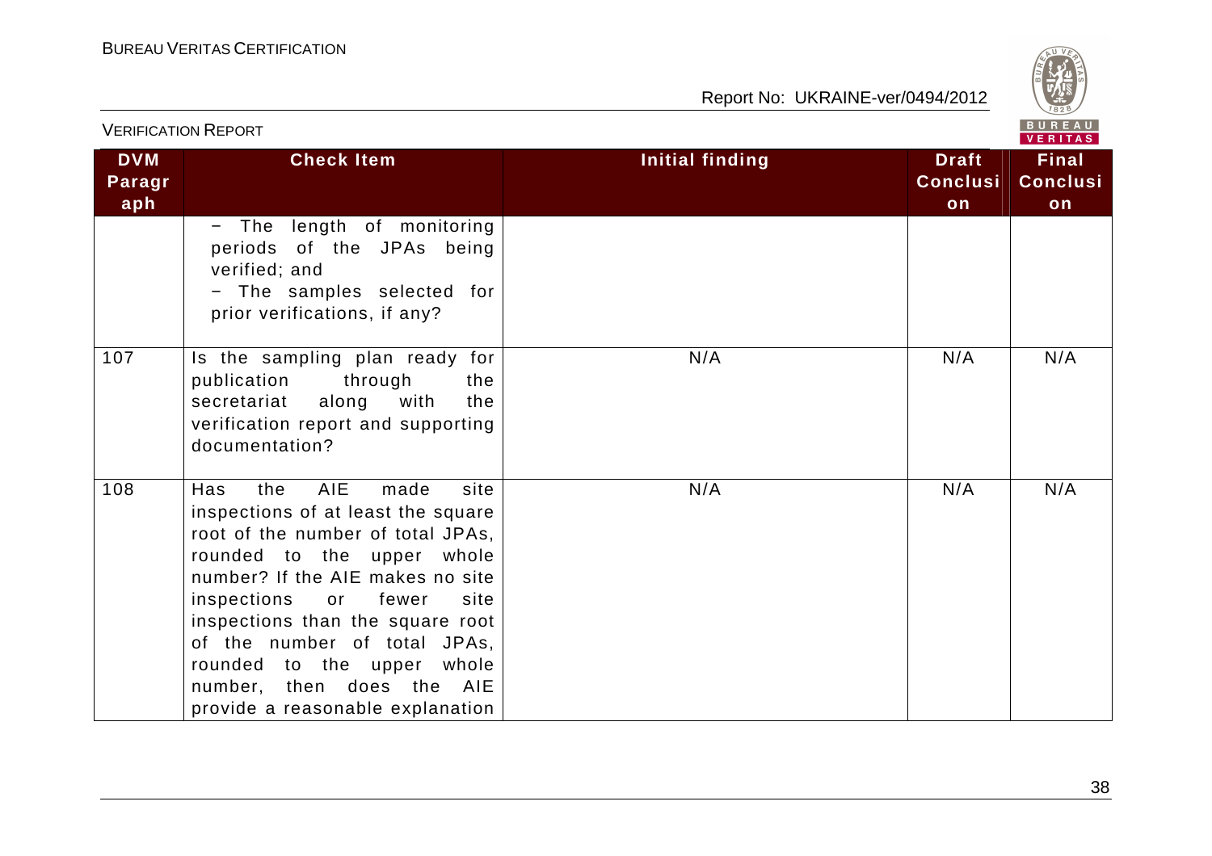| DVM Paragraph | Check Item | Initial finding | Draft Conclusion | Final Conclusion |
|---|---|---|---|---|
| | − The length of monitoring periods of the JPAs being verified; and<br>− The samples selected for prior verifications, if any? | | | |
| 107 | Is the sampling plan ready for publication through the secretariat along with the verification report and supporting documentation? | N/A | N/A | N/A |
| 108 | Has the AIE made site inspections of at least the square root of the number of total JPAs, rounded to the upper whole number? If the AIE makes no site inspections or fewer site inspections than the square root of the number of total JPAs, rounded to the upper whole number, then does the AIE provide a reasonable explanation | N/A | N/A | N/A |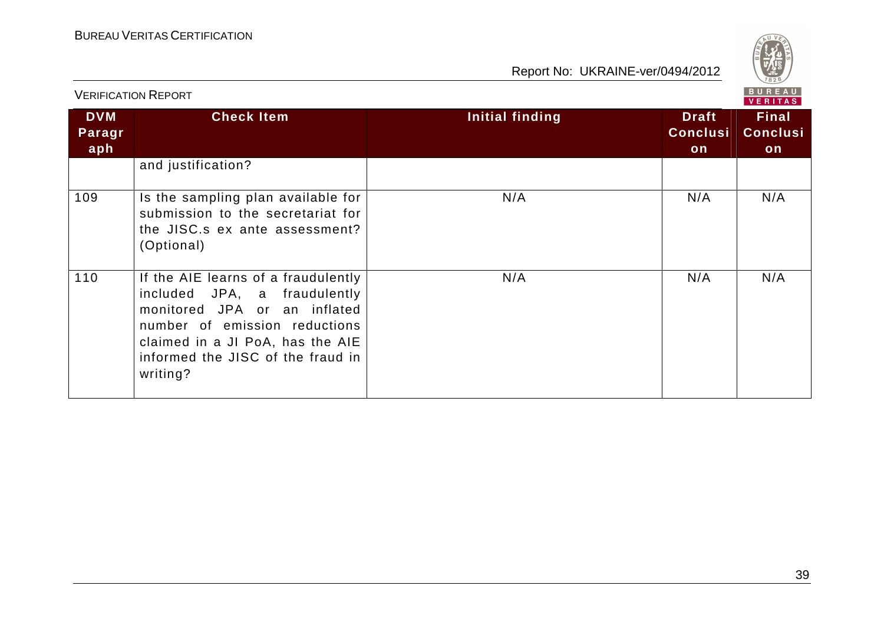| DVM Paragraph | Check Item | Initial finding | Draft Conclusion | Final Conclusion |
|---|---|---|---|---|
| | and justification? | | | |
| 109 | Is the sampling plan available for submission to the secretariat for the JISC.s ex ante assessment? (Optional) | N/A | N/A | N/A |
| 110 | If the AIE learns of a fraudulently included JPA, a fraudulently monitored JPA or an inflated number of emission reductions claimed in a JI PoA, has the AIE informed the JISC of the fraud in writing? | N/A | N/A | N/A |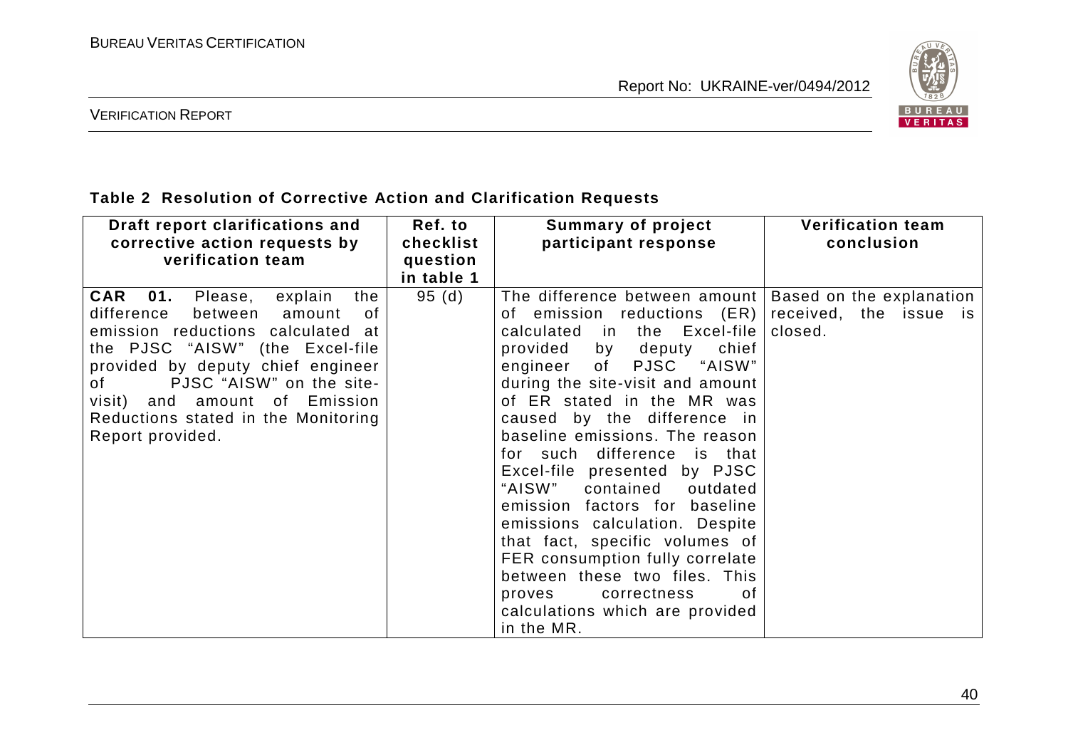**Table 2 Resolution of Corrective Action and Clarification Requests**

| Draft report clarifications and corrective action requests by verification team | Ref. to checklist question in table 1 | Summary of project participant response | Verification team conclusion |
|---|---|---|---|
| **CAR 01.** Please, explain the difference between amount of emission reductions calculated at the PJSC "AISW" (the Excel-file provided by deputy chief engineer of PJSC "AISW" on the site-visit) and amount of Emission Reductions stated in the Monitoring Report provided. | 95 (d) | The difference between amount of emission reductions (ER) calculated in the Excel-file provided by deputy chief engineer of PJSC "AISW" during the site-visit and amount of ER stated in the MR was caused by the difference in baseline emissions. The reason for such difference is that Excel-file presented by PJSC "AISW" contained outdated emission factors for baseline emissions calculation. Despite that fact, specific volumes of FER consumption fully correlate between these two files. This proves correctness of calculations which are provided in the MR. | Based on the explanation received, the issue is closed. |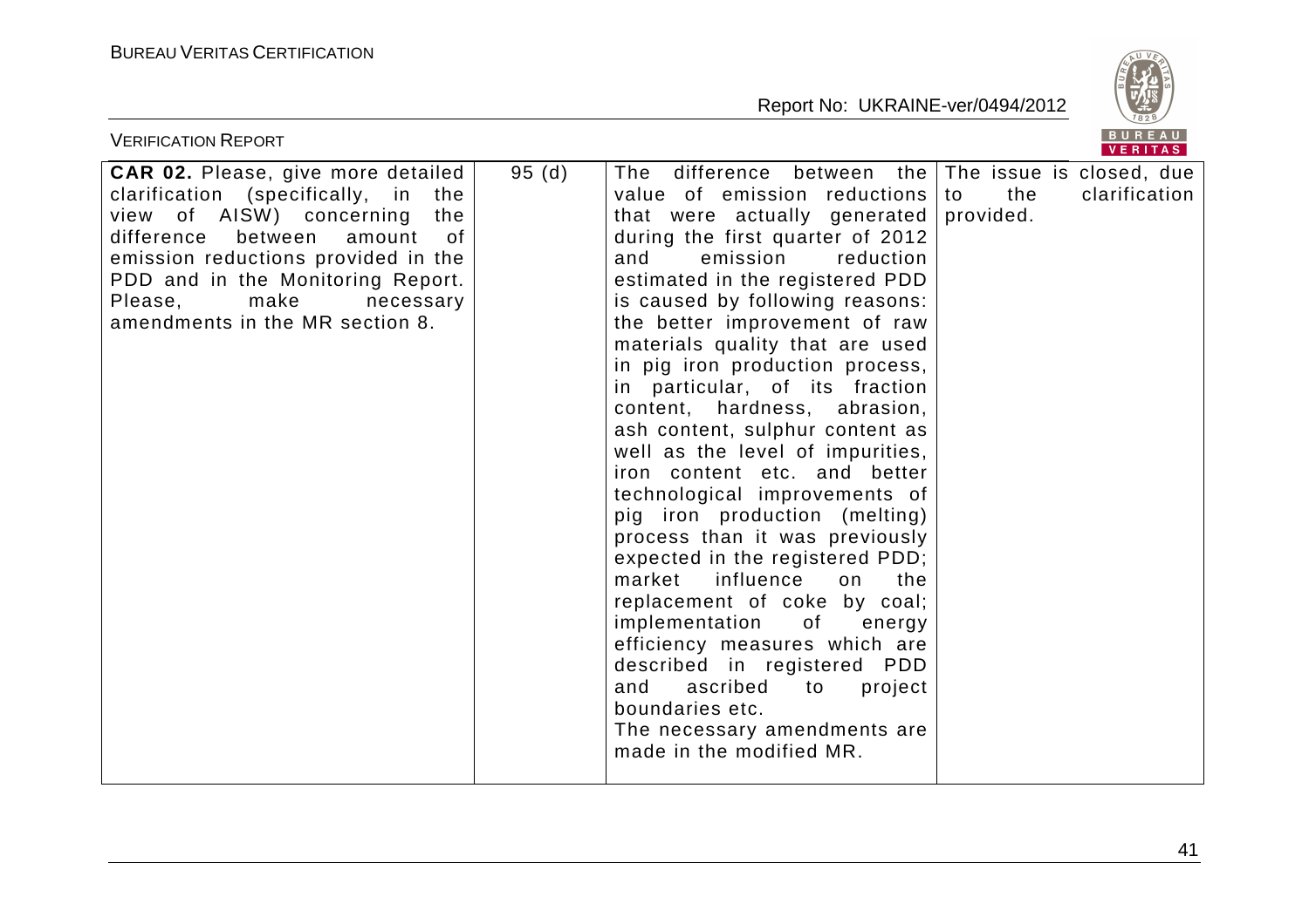| **CAR 02.** Please, give more detailed clarification (specifically, in the view of AISW) concerning the difference between amount of emission reductions provided in the PDD and in the Monitoring Report. Please, make necessary amendments in the MR section 8. | 95 (d) | The difference between the value of emission reductions that were actually generated during the first quarter of 2012 and emission reduction estimated in the registered PDD is caused by following reasons: the better improvement of raw materials quality that are used in pig iron production process, in particular, of its fraction content, hardness, abrasion, ash content, sulphur content as well as the level of impurities, iron content etc. and better technological improvements of pig iron production (melting) process than it was previously expected in the registered PDD; market influence on the replacement of coke by coal; implementation of energy efficiency measures which are described in registered PDD and ascribed to project boundaries etc.<br>The necessary amendments are made in the modified MR. | The issue is closed, due to the clarification provided. |
|---|---|---|---|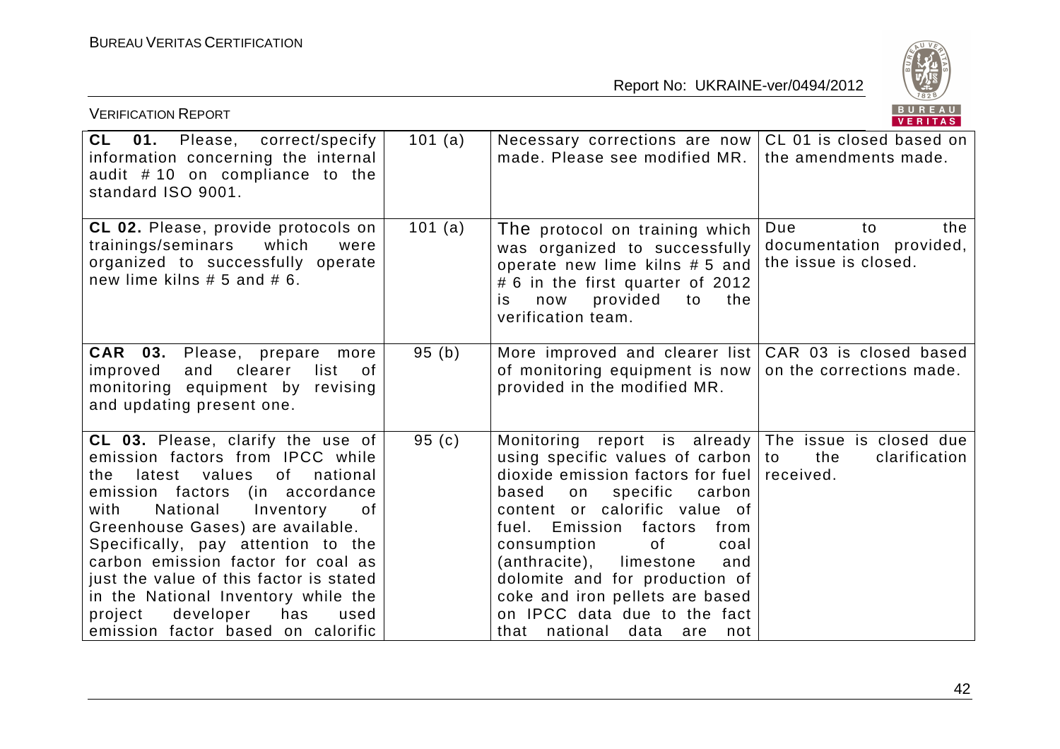| **CL 01.** Please, correct/specify information concerning the internal audit # 10 on compliance to the standard ISO 9001. | 101 (a) | Necessary corrections are now made. Please see modified MR. | CL 01 is closed based on the amendments made. |
|---|---|---|---|
| **CL 02.** Please, provide protocols on trainings/seminars which were organized to successfully operate new lime kilns # 5 and # 6. | 101 (a) | The protocol on training which was organized to successfully operate new lime kilns # 5 and # 6 in the first quarter of 2012 is now provided to the verification team. | Due to the documentation provided, the issue is closed. |
| **CAR 03.** Please, prepare more improved and clearer list of monitoring equipment by revising and updating present one. | 95 (b) | More improved and clearer list of monitoring equipment is now provided in the modified MR. | CAR 03 is closed based on the corrections made. |
| **CL 03.** Please, clarify the use of emission factors from IPCC while the latest values of national emission factors (in accordance with National Inventory of Greenhouse Gases) are available. Specifically, pay attention to the carbon emission factor for coal as just the value of this factor is stated in the National Inventory while the project developer has used emission factor based on calorific | 95 (c) | Monitoring report is already using specific values of carbon dioxide emission factors for fuel based on specific carbon content or calorific value of fuel. Emission factors from consumption of coal (anthracite), limestone and dolomite and for production of coke and iron pellets are based on IPCC data due to the fact that national data are not | The issue is closed due to the clarification received. |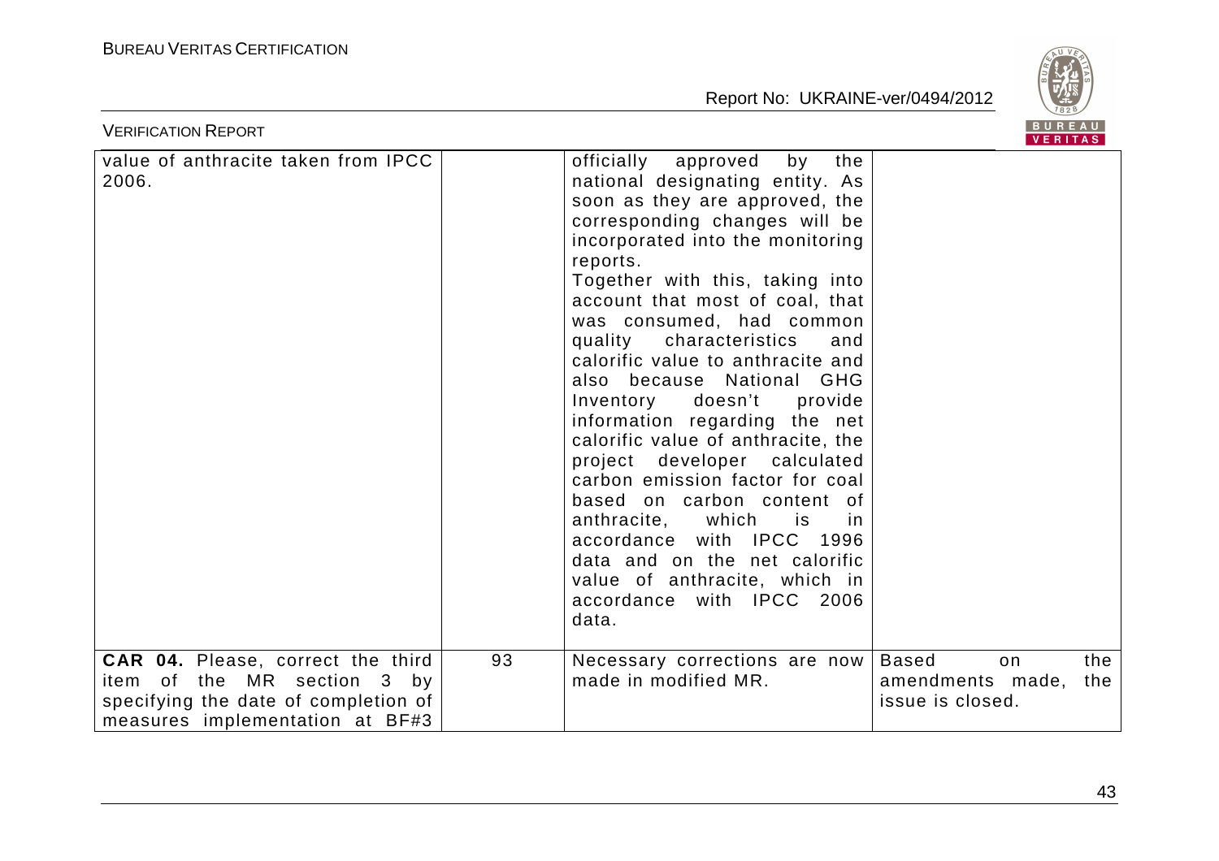| | | | |
|---|---|---|---|
| value of anthracite taken from IPCC 2006. | | officially approved by the national designating entity. As soon as they are approved, the corresponding changes will be incorporated into the monitoring reports.<br>Together with this, taking into account that most of coal, that was consumed, had common quality characteristics and calorific value to anthracite and also because National GHG Inventory doesn't provide information regarding the net calorific value of anthracite, the project developer calculated carbon emission factor for coal based on carbon content of anthracite, which is in accordance with IPCC 1996 data and on the net calorific value of anthracite, which in accordance with IPCC 2006 data. | |
| **CAR 04.** Please, correct the third item of the MR section 3 by specifying the date of completion of measures implementation at BF#3 | 93 | Necessary corrections are now made in modified MR. | Based on the amendments made, the issue is closed. |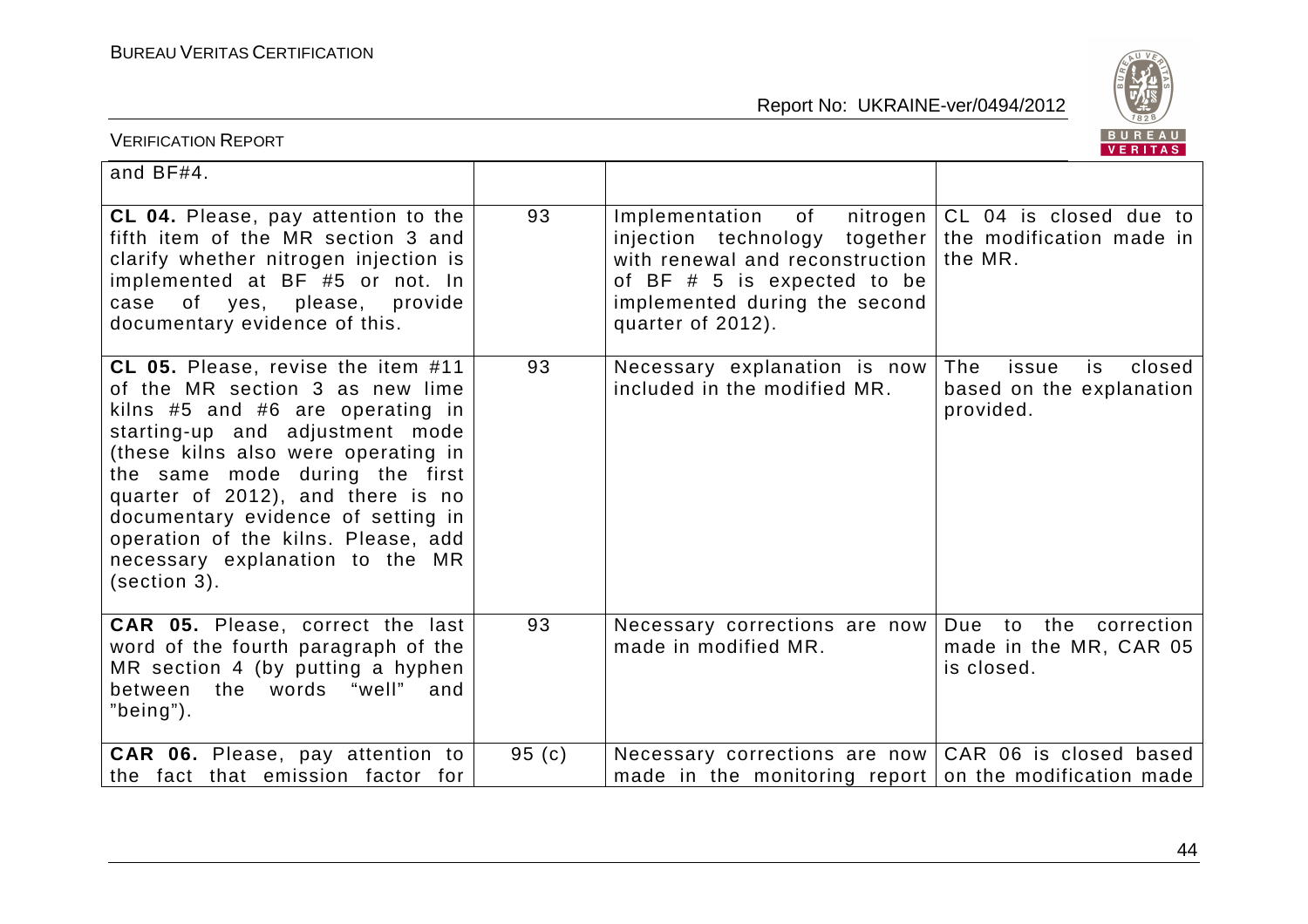| | | | |
|---|---|---|---|
| and BF#4. | | | |
| **CL 04.** Please, pay attention to the fifth item of the MR section 3 and clarify whether nitrogen injection is implemented at BF #5 or not. In case of yes, please, provide documentary evidence of this. | 93 | Implementation of nitrogen injection technology together with renewal and reconstruction of BF # 5 is expected to be implemented during the second quarter of 2012). | CL 04 is closed due to the modification made in the MR. |
| **CL 05.** Please, revise the item #11 of the MR section 3 as new lime kilns #5 and #6 are operating in starting-up and adjustment mode (these kilns also were operating in the same mode during the first quarter of 2012), and there is no documentary evidence of setting in operation of the kilns. Please, add necessary explanation to the MR (section 3). | 93 | Necessary explanation is now included in the modified MR. | The issue is closed based on the explanation provided. |
| **CAR 05.** Please, correct the last word of the fourth paragraph of the MR section 4 (by putting a hyphen between the words "well" and "being"). | 93 | Necessary corrections are now made in modified MR. | Due to the correction made in the MR, CAR 05 is closed. |
| **CAR 06.** Please, pay attention to the fact that emission factor for | 95 (c) | Necessary corrections are now made in the monitoring report | CAR 06 is closed based on the modification made |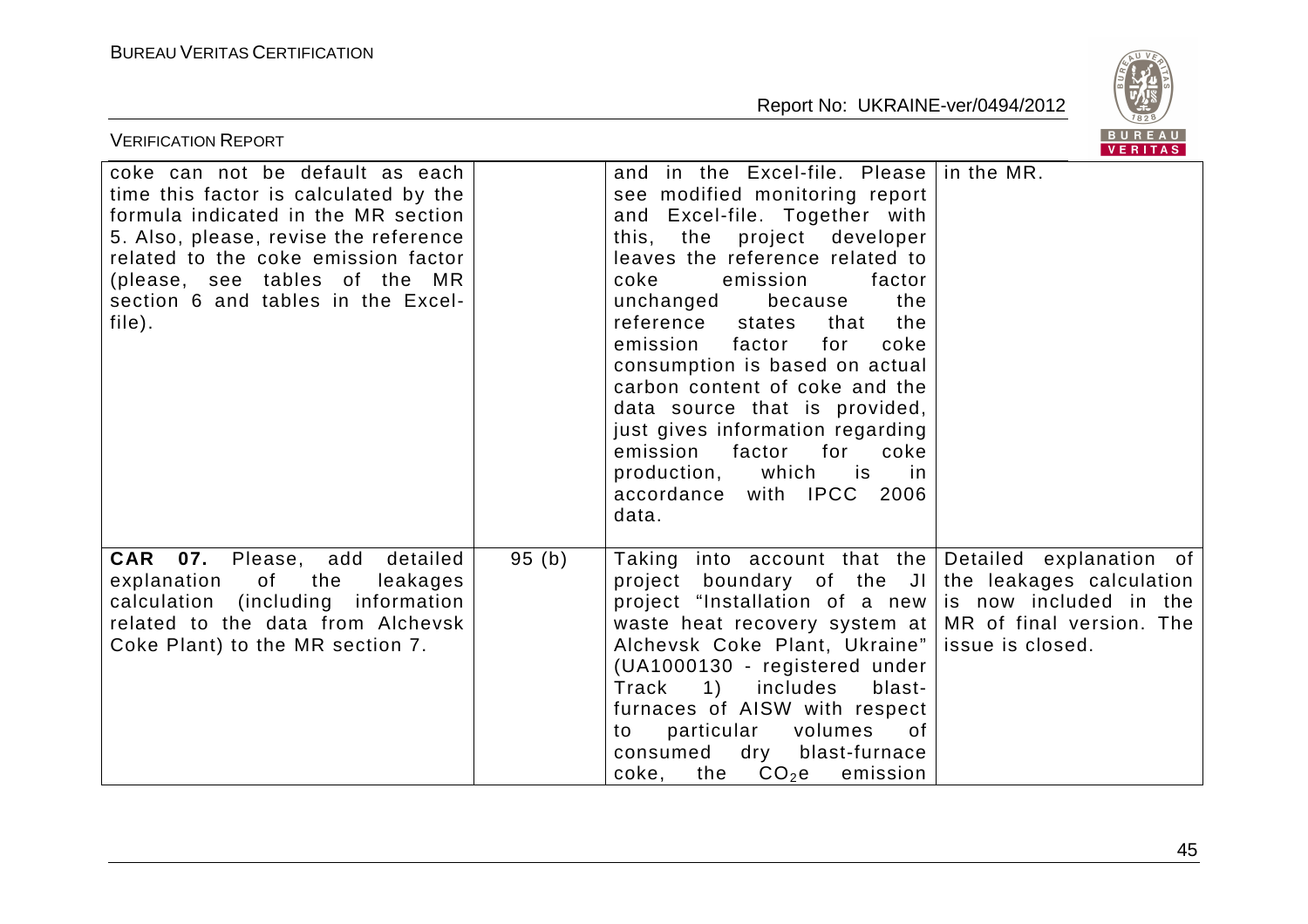| | | | |
|---|---|---|---|
| coke can not be default as each time this factor is calculated by the formula indicated in the MR section 5. Also, please, revise the reference related to the coke emission factor (please, see tables of the MR section 6 and tables in the Excel-file). | | and in the Excel-file. Please see modified monitoring report and Excel-file. Together with this, the project developer leaves the reference related to coke emission factor unchanged because the reference states that the emission factor for coke consumption is based on actual carbon content of coke and the data source that is provided, just gives information regarding emission factor for coke production, which is in accordance with IPCC 2006 data. | in the MR. |
| **CAR 07.** Please, add detailed explanation of the leakages calculation (including information related to the data from Alchevsk Coke Plant) to the MR section 7. | 95 (b) | Taking into account that the project boundary of the JI project "Installation of a new waste heat recovery system at Alchevsk Coke Plant, Ukraine" (UA1000130 - registered under Track 1) includes blast-furnaces of AISW with respect to particular volumes of consumed dry blast-furnace coke, the $CO_2e$ emission | Detailed explanation of the leakages calculation is now included in the MR of final version. The issue is closed. |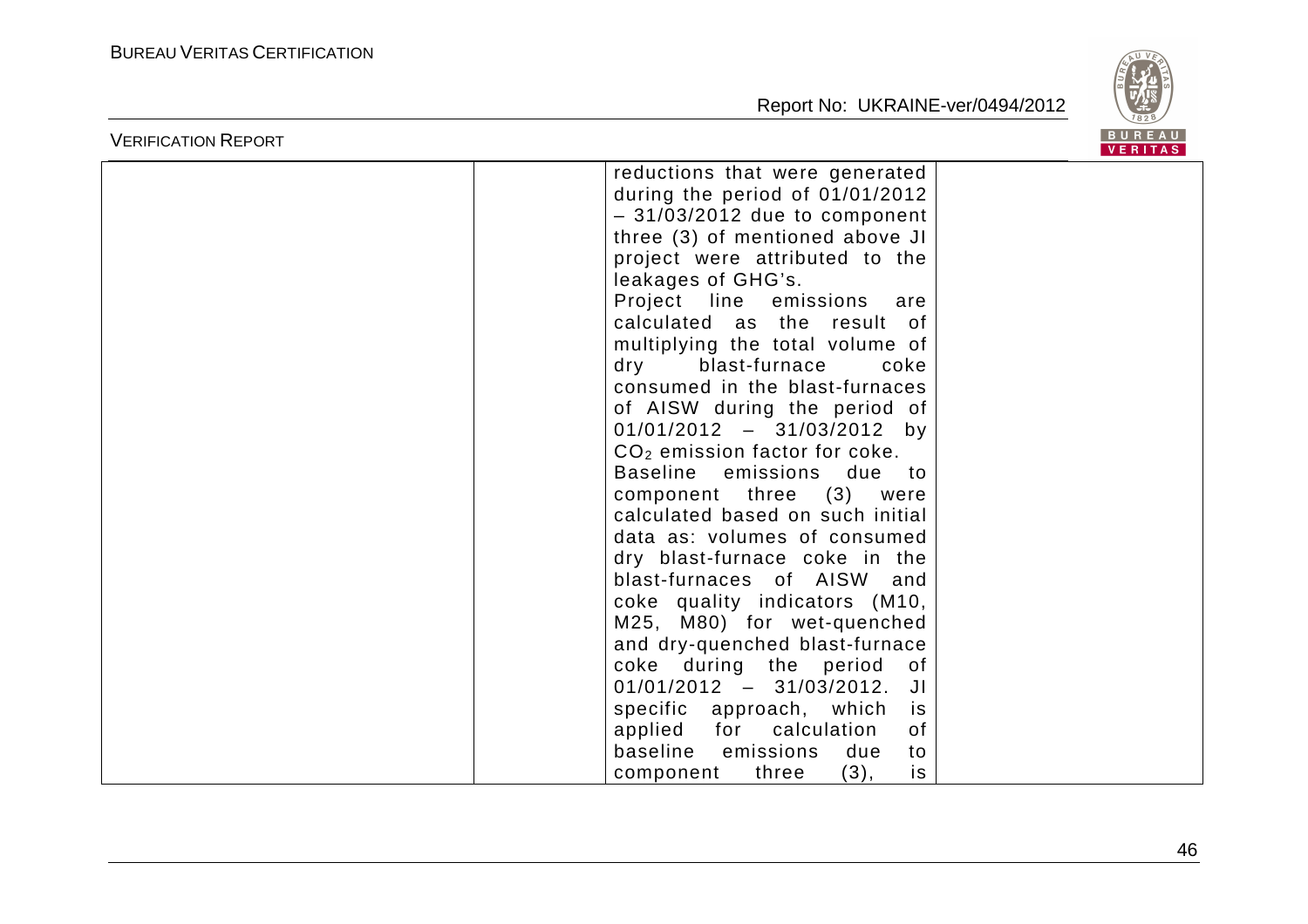|  |  | reductions that were generated during the period of 01/01/2012 – 31/03/2012 due to component three (3) of mentioned above JI project were attributed to the leakages of GHG's.<br>Project line emissions are calculated as the result of multiplying the total volume of dry blast-furnace coke consumed in the blast-furnaces of AISW during the period of 01/01/2012 – 31/03/2012 by $CO_2$ emission factor for coke.<br>Baseline emissions due to component three (3) were calculated based on such initial data as: volumes of consumed dry blast-furnace coke in the blast-furnaces of AISW and coke quality indicators (M10, M25, M80) for wet-quenched and dry-quenched blast-furnace coke during the period of 01/01/2012 – 31/03/2012. JI specific approach, which is applied for calculation of baseline emissions due to component three (3), is |  |
|---|---|---|---|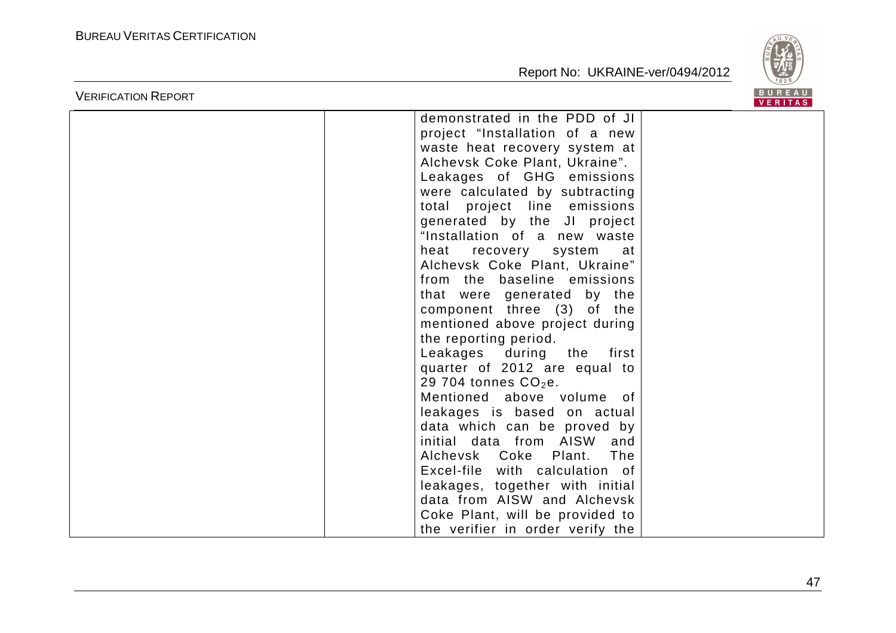|  |  | demonstrated in the PDD of JI project "Installation of a new waste heat recovery system at Alchevsk Coke Plant, Ukraine". Leakages of GHG emissions were calculated by subtracting total project line emissions generated by the JI project "Installation of a new waste heat recovery system at Alchevsk Coke Plant, Ukraine" from the baseline emissions that were generated by the component three (3) of the mentioned above project during the reporting period. Leakages during the first quarter of 2012 are equal to 29 704 tonnes $CO_2e$. Mentioned above volume of leakages is based on actual data which can be proved by initial data from AISW and Alchevsk Coke Plant. The Excel-file with calculation of leakages, together with initial data from AISW and Alchevsk Coke Plant, will be provided to the verifier in order verify the |  |
|---|---|---|---|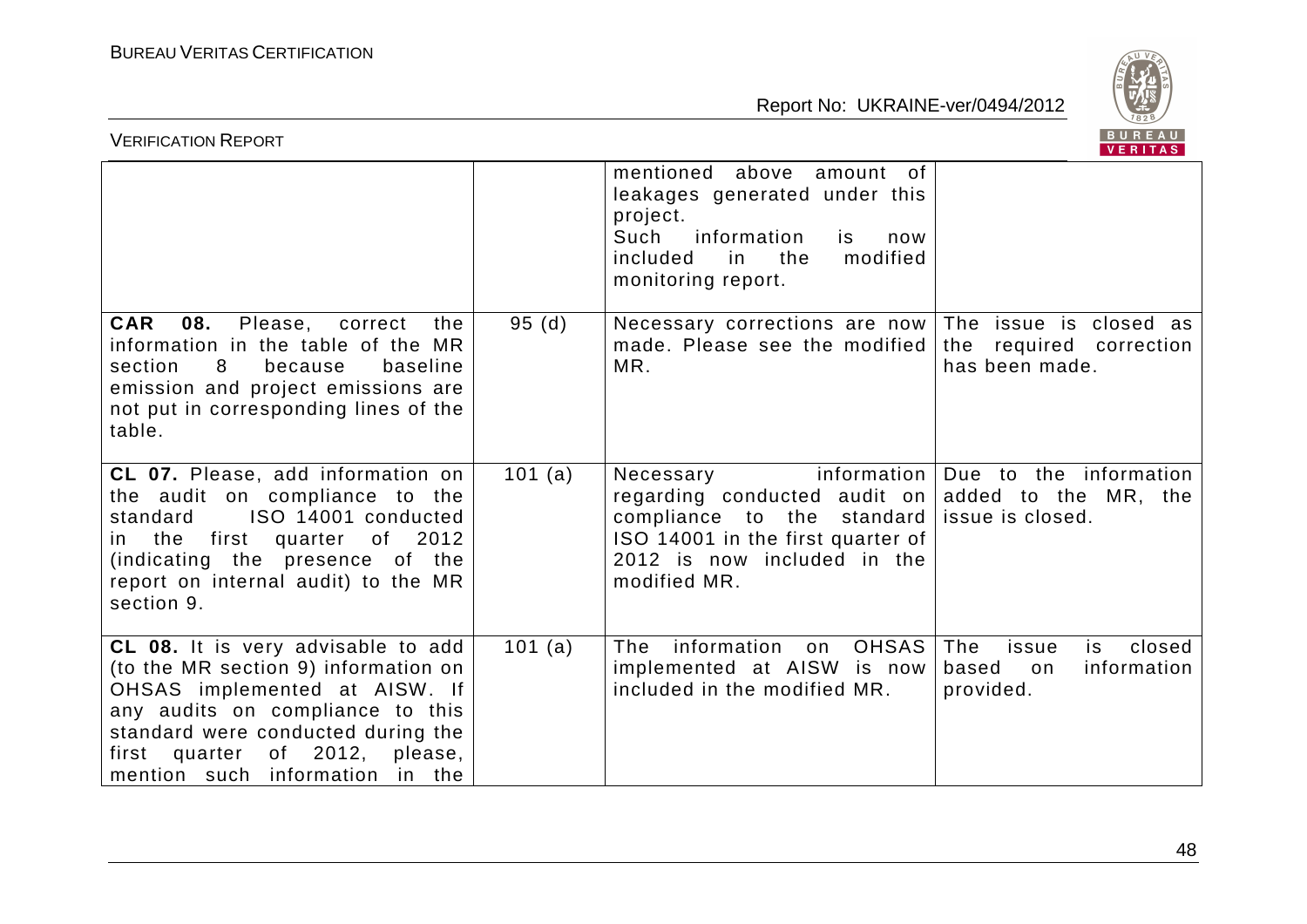| | | mentioned above amount of leakages generated under this project. Such information is now included in the modified monitoring report. | |
|---|---|---|---|
| **CAR 08.** Please, correct the information in the table of the MR section 8 because baseline emission and project emissions are not put in corresponding lines of the table. | 95 (d) | Necessary corrections are now made. Please see the modified MR. | The issue is closed as the required correction has been made. |
| **CL 07.** Please, add information on the audit on compliance to the standard ISO 14001 conducted in the first quarter of 2012 (indicating the presence of the report on internal audit) to the MR section 9. | 101 (a) | Necessary information regarding conducted audit on compliance to the standard ISO 14001 in the first quarter of 2012 is now included in the modified MR. | Due to the information added to the MR, the issue is closed. |
| **CL 08.** It is very advisable to add (to the MR section 9) information on OHSAS implemented at AISW. If any audits on compliance to this standard were conducted during the first quarter of 2012, please, mention such information in the | 101 (a) | The information on OHSAS implemented at AISW is now included in the modified MR. | The issue is closed based on information provided. |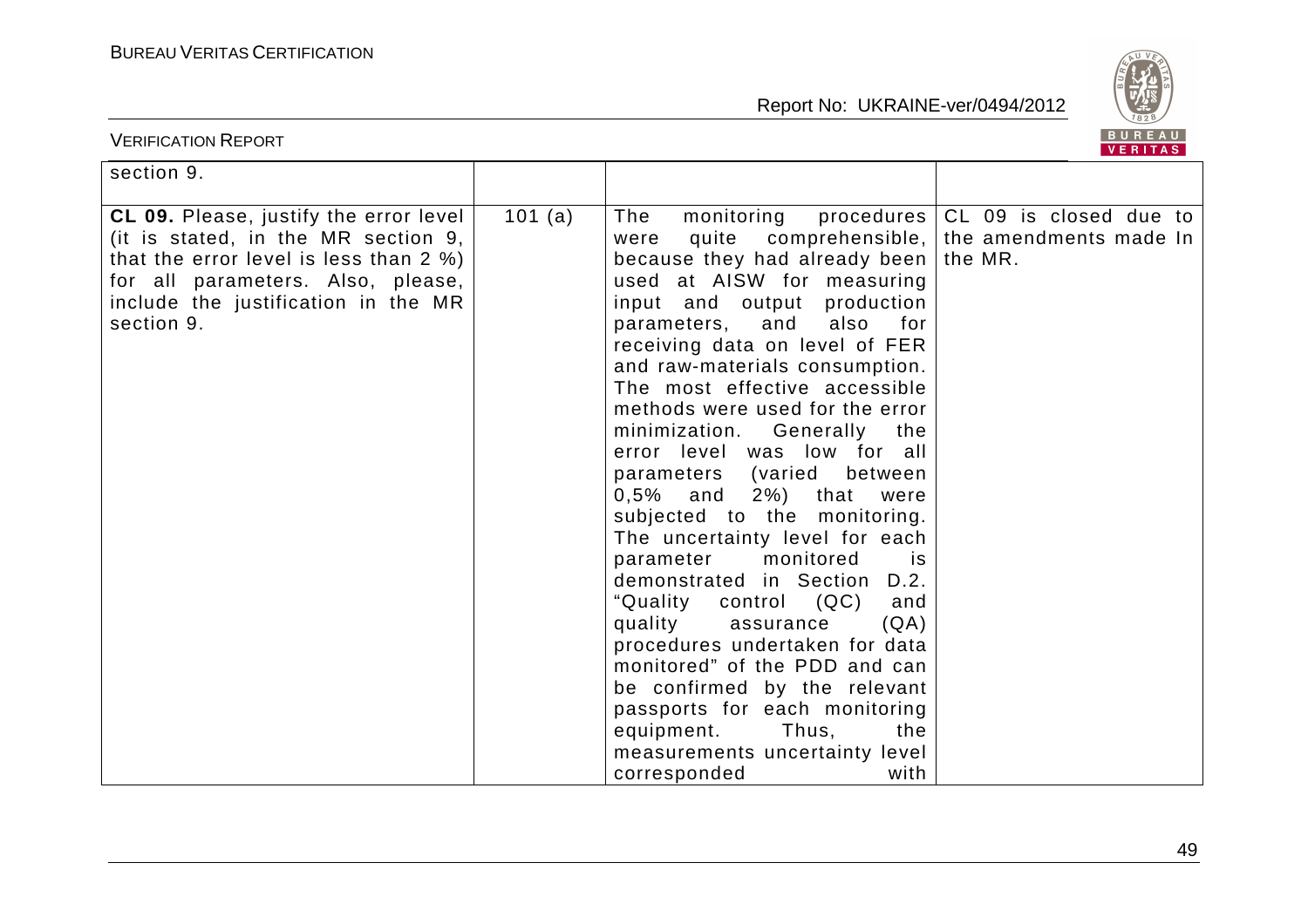| | | | |
|---|---|---|---|
| section 9. | | | |
| **CL 09.** Please, justify the error level (it is stated, in the MR section 9, that the error level is less than 2 %) for all parameters. Also, please, include the justification in the MR section 9. | 101 (a) | The monitoring procedures were quite comprehensible, because they had already been used at AISW for measuring input and output production parameters, and also for receiving data on level of FER and raw-materials consumption. The most effective accessible methods were used for the error minimization. Generally the error level was low for all parameters (varied between 0,5% and 2%) that were subjected to the monitoring. The uncertainty level for each parameter monitored is demonstrated in Section D.2. "Quality control (QC) and quality assurance (QA) procedures undertaken for data monitored" of the PDD and can be confirmed by the relevant passports for each monitoring equipment. Thus, the measurements uncertainty level corresponded with | CL 09 is closed due to the amendments made In the MR. |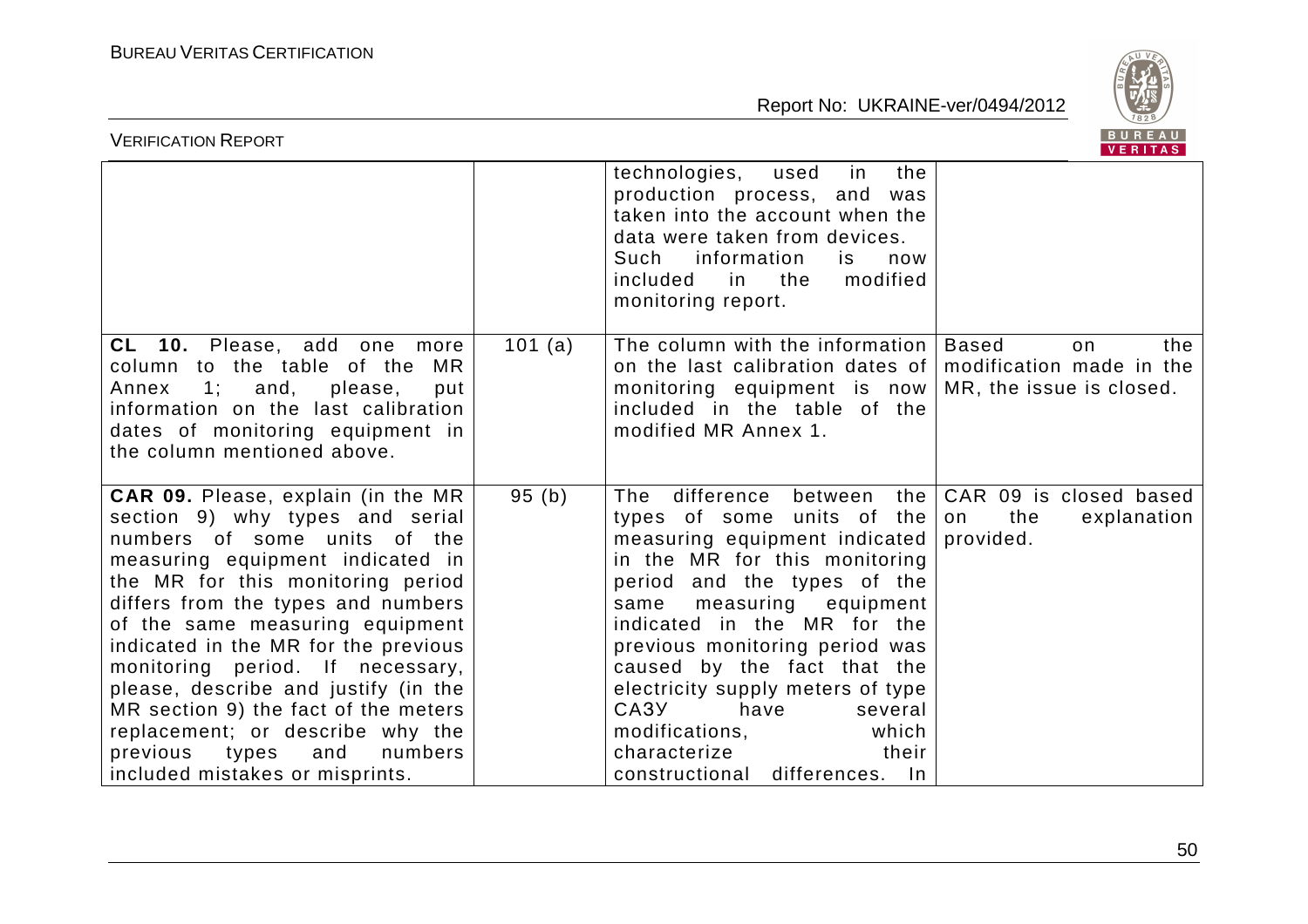| | | technologies, used in the production process, and was taken into the account when the data were taken from devices. Such information is now included in the modified monitoring report. | |
|---|---|---|---|
| **CL 10.** Please, add one more column to the table of the MR Annex 1; and, please, put information on the last calibration dates of monitoring equipment in the column mentioned above. | 101 (a) | The column with the information on the last calibration dates of monitoring equipment is now included in the table of the modified MR Annex 1. | Based on the modification made in the MR, the issue is closed. |
| **CAR 09.** Please, explain (in the MR section 9) why types and serial numbers of some units of the measuring equipment indicated in the MR for this monitoring period differs from the types and numbers of the same measuring equipment indicated in the MR for the previous monitoring period. If necessary, please, describe and justify (in the MR section 9) the fact of the meters replacement; or describe why the previous types and numbers included mistakes or misprints. | 95 (b) | The difference between the types of some units of the measuring equipment indicated in the MR for this monitoring period and the types of the same measuring equipment indicated in the MR for the previous monitoring period was caused by the fact that the electricity supply meters of type САЗУ have several modifications, which characterize their constructional differences. In | CAR 09 is closed based on the explanation provided. |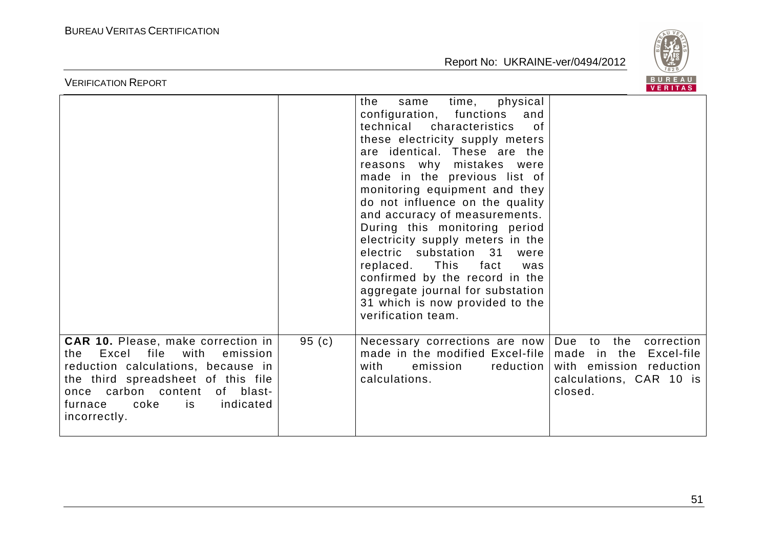| | | | |
|---|---|---|---|
| | | the same time, physical configuration, functions and technical characteristics of these electricity supply meters are identical. These are the reasons why mistakes were made in the previous list of monitoring equipment and they do not influence on the quality and accuracy of measurements. During this monitoring period electricity supply meters in the electric substation 31 were replaced. This fact was confirmed by the record in the aggregate journal for substation 31 which is now provided to the verification team. | |
| **CAR 10.** Please, make correction in the Excel file with emission reduction calculations, because in the third spreadsheet of this file once carbon content of blast-furnace coke is indicated incorrectly. | 95 (c) | Necessary corrections are now made in the modified Excel-file with emission reduction calculations. | Due to the correction made in the Excel-file with emission reduction calculations, CAR 10 is closed. |